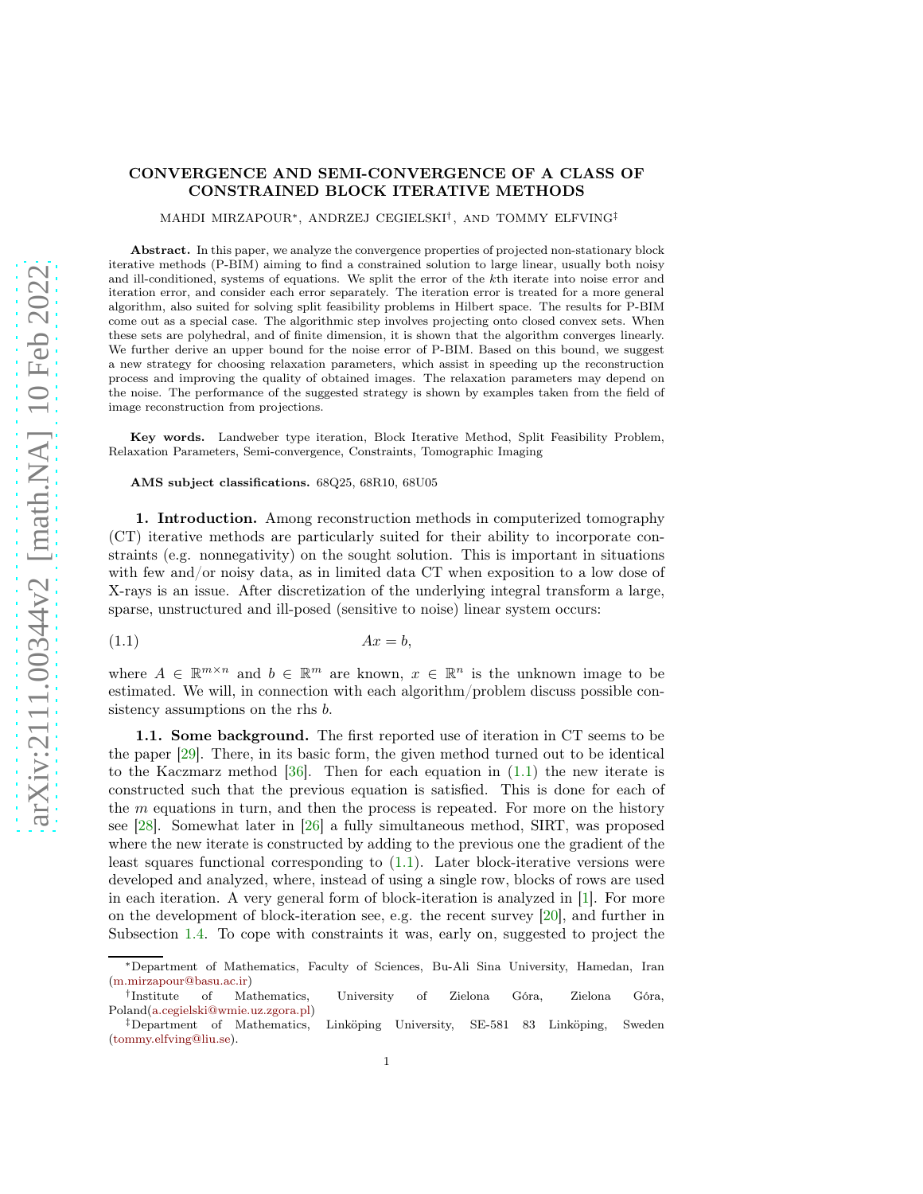# CONVERGENCE AND SEMI-CONVERGENCE OF A CLASS OF CONSTRAINED BLOCK ITERATIVE METHODS

MAHDI MIRZAPOUR[*], ANDRZEJ CEGIELSKI[†], AND TOMMY ELFVING[‡]

**Abstract.** In this paper, we analyze the convergence properties of projected non-stationary block iterative methods (P-BIM) aiming to find a constrained solution to large linear, usually both noisy and ill-conditioned, systems of equations. We split the error of the $k$th iterate into noise error and iteration error, and consider each error separately. The iteration error is treated for a more general algorithm, also suited for solving split feasibility problems in Hilbert space. The results for P-BIM come out as a special case. The algorithmic step involves projecting onto closed convex sets. When these sets are polyhedral, and of finite dimension, it is shown that the algorithm converges linearly. We further derive an upper bound for the noise error of P-BIM. Based on this bound, we suggest a new strategy for choosing relaxation parameters, which assist in speeding up the reconstruction process and improving the quality of obtained images. The relaxation parameters may depend on the noise. The performance of the suggested strategy is shown by examples taken from the field of image reconstruction from projections.

**Key words.** Landweber type iteration, Block Iterative Method, Split Feasibility Problem, Relaxation Parameters, Semi-convergence, Constraints, Tomographic Imaging

**AMS subject classifications.** 68Q25, 68R10, 68U05

## 1. Introduction.

Among reconstruction methods in computerized tomography (CT) iterative methods are particularly suited for their ability to incorporate constraints (e.g. nonnegativity) on the sought solution. This is important in situations with few and/or noisy data, as in limited data CT when exposition to a low dose of X-rays is an issue. After discretization of the underlying integral transform a large, sparse, unstructured and ill-posed (sensitive to noise) linear system occurs:

$$Ax = b, \tag{1.1}$$

where $A \in \mathbb{R}^{m\times n}$ and $b \in \mathbb{R}^m$ are known, $x \in \mathbb{R}^n$ is the unknown image to be estimated. We will, in connection with each algorithm/problem discuss possible consistency assumptions on the rhs $b$.

### 1.1. Some background.

The first reported use of iteration in CT seems to be the paper [29]. There, in its basic form, the given method turned out to be identical to the Kaczmarz method [36]. Then for each equation in (1.1) the new iterate is constructed such that the previous equation is satisfied. This is done for each of the $m$ equations in turn, and then the process is repeated. For more on the history see [28]. Somewhat later in [26] a fully simultaneous method, SIRT, was proposed where the new iterate is constructed by adding to the previous one the gradient of the least squares functional corresponding to (1.1). Later block-iterative versions were developed and analyzed, where, instead of using a single row, blocks of rows are used in each iteration. A very general form of block-iteration is analyzed in [1]. For more on the development of block-iteration see, e.g. the recent survey [20], and further in Subsection 1.4. To cope with constraints it was, early on, suggested to project the

---

[*]Department of Mathematics, Faculty of Sciences, Bu-Ali Sina University, Hamedan, Iran (m.mirzapour@basu.ac.ir)

[†]Institute of Mathematics, University of Zielona Góra, Zielona Góra, Poland(a.cegielski@wmie.uz.zgora.pl)

[‡]Department of Mathematics, Linköping University, SE-581 83 Linköping, Sweden (tommy.elfving@liu.se).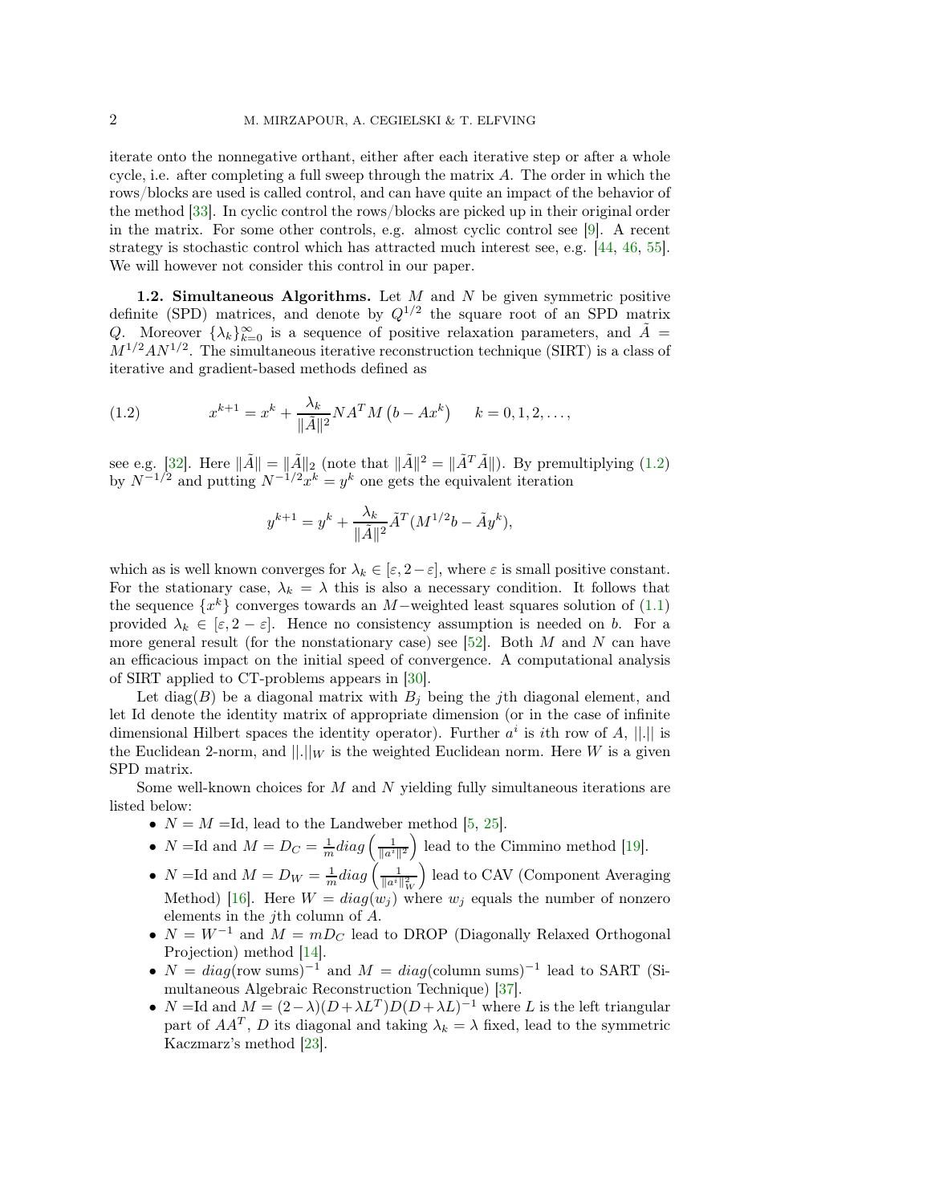iterate onto the nonnegative orthant, either after each iterative step or after a whole cycle, i.e. after completing a full sweep through the matrix $A$. The order in which the rows/blocks are used is called control, and can have quite an impact of the behavior of the method [33]. In cyclic control the rows/blocks are picked up in their original order in the matrix. For some other controls, e.g. almost cyclic control see [9]. A recent strategy is stochastic control which has attracted much interest see, e.g. [44, 46, 55]. We will however not consider this control in our paper.

**1.2. Simultaneous Algorithms.** Let $M$ and $N$ be given symmetric positive definite (SPD) matrices, and denote by $Q^{1/2}$ the square root of an SPD matrix $Q$. Moreover $\{\lambda_k\}_{k=0}^{\infty}$ is a sequence of positive relaxation parameters, and $\tilde{A} = M^{1/2}AN^{1/2}$. The simultaneous iterative reconstruction technique (SIRT) is a class of iterative and gradient-based methods defined as

$$x^{k+1} = x^k + \frac{\lambda_k}{\|\tilde{A}\|^2} NA^T M \left(b - Ax^k\right) \qquad k = 0, 1, 2, \ldots, \tag{1.2}$$

see e.g. [32]. Here $\|\tilde{A}\| = \|\tilde{A}\|_2$ (note that $\|\tilde{A}\|^2 = \|\tilde{A}^T\tilde{A}\|$). By premultiplying (1.2) by $N^{-1/2}$ and putting $N^{-1/2}x^k = y^k$ one gets the equivalent iteration

$$y^{k+1} = y^k + \frac{\lambda_k}{\|\tilde{A}\|^2}\tilde{A}^T(M^{1/2}b - \tilde{A}y^k),$$

which as is well known converges for $\lambda_k \in [\varepsilon, 2-\varepsilon]$, where $\varepsilon$ is small positive constant. For the stationary case, $\lambda_k = \lambda$ this is also a necessary condition. It follows that the sequence $\{x^k\}$ converges towards an $M-$weighted least squares solution of (1.1) provided $\lambda_k \in [\varepsilon, 2-\varepsilon]$. Hence no consistency assumption is needed on $b$. For a more general result (for the nonstationary case) see [52]. Both $M$ and $N$ can have an efficacious impact on the initial speed of convergence. A computational analysis of SIRT applied to CT-problems appears in [30].

Let $\mathrm{diag}(B)$ be a diagonal matrix with $B_j$ being the $j$th diagonal element, and let Id denote the identity matrix of appropriate dimension (or in the case of infinite dimensional Hilbert spaces the identity operator). Further $a^i$ is $i$th row of $A$, $||.||$ is the Euclidean 2-norm, and $||.||_W$ is the weighted Euclidean norm. Here $W$ is a given SPD matrix.

Some well-known choices for $M$ and $N$ yielding fully simultaneous iterations are listed below:

- $N = M =$Id, lead to the Landweber method [5, 25].
- $N =$Id and $M = D_C = \frac{1}{m}diag\left(\frac{1}{\|a^i\|^2}\right)$ lead to the Cimmino method [19].
- $N =$Id and $M = D_W = \frac{1}{m}diag\left(\frac{1}{\|a^i\|_W^2}\right)$ lead to CAV (Component Averaging Method) [16]. Here $W = diag(w_j)$ where $w_j$ equals the number of nonzero elements in the $j$th column of $A$.
- $N = W^{-1}$ and $M = mD_C$ lead to DROP (Diagonally Relaxed Orthogonal Projection) method [14].
- $N = diag(\text{row sums})^{-1}$ and $M = diag(\text{column sums})^{-1}$ lead to SART (Simultaneous Algebraic Reconstruction Technique) [37].
- $N =$Id and $M = (2-\lambda)(D+\lambda L^T)D(D+\lambda L)^{-1}$ where $L$ is the left triangular part of $AA^T$, $D$ its diagonal and taking $\lambda_k = \lambda$ fixed, lead to the symmetric Kaczmarz's method [23].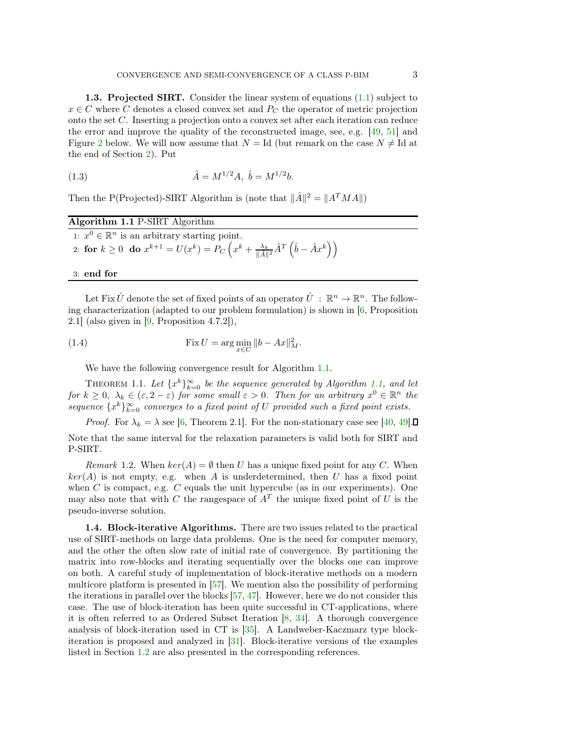### 1.3. Projected SIRT.

Consider the linear system of equations (1.1) subject to $x \in C$ where $C$ denotes a closed convex set and $P_C$ the operator of metric projection onto the set $C$. Inserting a projection onto a convex set after each iteration can reduce the error and improve the quality of the reconstructed image, see, e.g. [49, 51] and Figure 2 below. We will now assume that $N = \mathrm{Id}$ (but remark on the case $N \neq \mathrm{Id}$ at the end of Section 2). Put

$$\hat{A} = M^{1/2}A, \ \hat{b} = M^{1/2}b. \tag{1.3}$$

Then the P(Projected)-SIRT Algorithm is (note that $\|\hat{A}\|^2 = \|A^T M A\|$)

**Algorithm 1.1** P-SIRT Algorithm

1: $x^0 \in \mathbb{R}^n$ is an arbitrary starting point.
2: **for** $k \geq 0$ **do** $x^{k+1} = U(x^k) = P_C\left(x^k + \frac{\lambda_k}{\|\hat{A}\|^2}\hat{A}^T\left(\hat{b} - \hat{A}x^k\right)\right)$
3: **end for**

Let $\mathrm{Fix}\,\hat{U}$ denote the set of fixed points of an operator $\hat{U} : \mathbb{R}^n \to \mathbb{R}^n$. The following characterization (adapted to our problem formulation) is shown in [6, Proposition 2.1] (also given in [9, Proposition 4.7.2]),

$$\mathrm{Fix}\,U = \arg\min_{x \in C} \|b - Ax\|_M^2. \tag{1.4}$$

We have the following convergence result for Algorithm 1.1.

THEOREM 1.1. *Let $\{x^k\}_{k=0}^{\infty}$ be the sequence generated by Algorithm 1.1, and let for $k \geq 0$, $\lambda_k \in (\varepsilon, 2 - \varepsilon)$ for some small $\varepsilon > 0$. Then for an arbitrary $x^0 \in \mathbb{R}^n$ the sequence $\{x^k\}_{k=0}^{\infty}$ converges to a fixed point of $U$ provided such a fixed point exists.*

*Proof.* For $\lambda_k = \lambda$ see [6, Theorem 2.1]. For the non-stationary case see [40, 49]. ∎

Note that the same interval for the relaxation parameters is valid both for SIRT and P-SIRT.

*Remark* 1.2. When $ker(A) = \emptyset$ then $U$ has a unique fixed point for any $C$. When $ker(A)$ is not empty, e.g. when $A$ is underdetermined, then $U$ has a fixed point when $C$ is compact, e.g. $C$ equals the unit hypercube (as in our experiments). One may also note that with $C$ the rangespace of $A^T$ the unique fixed point of $U$ is the pseudo-inverse solution.

### 1.4. Block-iterative Algorithms.

There are two issues related to the practical use of SIRT-methods on large data problems. One is the need for computer memory, and the other the often slow rate of initial rate of convergence. By partitioning the matrix into row-blocks and iterating sequentially over the blocks one can improve on both. A careful study of implementation of block-iterative methods on a modern multicore platform is presented in [57]. We mention also the possibility of performing the iterations in parallel over the blocks [57, 47]. However, here we do not consider this case. The use of block-iteration has been quite successful in CT-applications, where it is often referred to as Ordered Subset Iteration [8, 34]. A thorough convergence analysis of block-iteration used in CT is [35]. A Landweber-Kaczmarz type block-iteration is proposed and analyzed in [31]. Block-iterative versions of the examples listed in Section 1.2 are also presented in the corresponding references.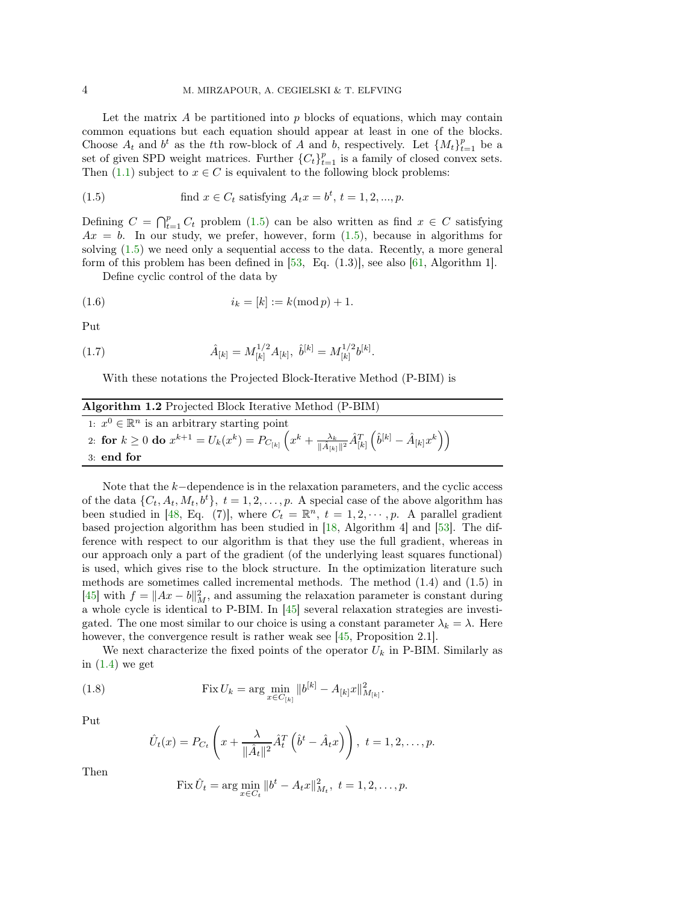Let the matrix $A$ be partitioned into $p$ blocks of equations, which may contain common equations but each equation should appear at least in one of the blocks. Choose $A_t$ and $b^t$ as the $t$th row-block of $A$ and $b$, respectively. Let $\{M_t\}_{t=1}^p$ be a set of given SPD weight matrices. Further $\{C_t\}_{t=1}^p$ is a family of closed convex sets. Then (1.1) subject to $x \in C$ is equivalent to the following block problems:

$$\text{find } x \in C_t \text{ satisfying } A_t x = b^t,\ t = 1, 2, ..., p. \tag{1.5}$$

Defining $C = \bigcap_{t=1}^p C_t$ problem (1.5) can be also written as find $x \in C$ satisfying $Ax = b$. In our study, we prefer, however, form (1.5), because in algorithms for solving (1.5) we need only a sequential access to the data. Recently, a more general form of this problem has been defined in [53, Eq. (1.3)], see also [61, Algorithm 1].

Define cyclic control of the data by

$$i_k = [k] := k(\bmod\, p) + 1. \tag{1.6}$$

Put

$$\hat{A}_{[k]} = M_{[k]}^{1/2} A_{[k]},\ \hat{b}^{[k]} = M_{[k]}^{1/2} b^{[k]}. \tag{1.7}$$

With these notations the Projected Block-Iterative Method (P-BIM) is

**Algorithm 1.2** Projected Block Iterative Method (P-BIM)

1: $x^0 \in \mathbb{R}^n$ is an arbitrary starting point

2: **for** $k \geq 0$ **do** $x^{k+1} = U_k(x^k) = P_{C_{[k]}}\left(x^k + \frac{\lambda_k}{\|\hat{A}_{[k]}\|^2} \hat{A}_{[k]}^T \left(\hat{b}^{[k]} - \hat{A}_{[k]} x^k\right)\right)$

3: **end for**

Note that the $k-$dependence is in the relaxation parameters, and the cyclic access of the data $\{C_t, A_t, M_t, b^t\},\ t = 1, 2, \ldots, p$. A special case of the above algorithm has been studied in [48, Eq. (7)], where $C_t = \mathbb{R}^n,\ t = 1, 2, \cdots, p$. A parallel gradient based projection algorithm has been studied in [18, Algorithm 4] and [53]. The difference with respect to our algorithm is that they use the full gradient, whereas in our approach only a part of the gradient (of the underlying least squares functional) is used, which gives rise to the block structure. In the optimization literature such methods are sometimes called incremental methods. The method (1.4) and (1.5) in [45] with $f = \|Ax - b\|_M^2$, and assuming the relaxation parameter is constant during a whole cycle is identical to P-BIM. In [45] several relaxation strategies are investigated. The one most similar to our choice is using a constant parameter $\lambda_k = \lambda$. Here however, the convergence result is rather weak see [45, Proposition 2.1].

We next characterize the fixed points of the operator $U_k$ in P-BIM. Similarly as in (1.4) we get

$$\operatorname{Fix} U_k = \arg\min_{x \in C_{[k]}} \|b^{[k]} - A_{[k]} x\|_{M_{[k]}}^2. \tag{1.8}$$

Put

$$\hat{U}_t(x) = P_{C_t}\left(x + \frac{\lambda}{\|\hat{A}_t\|^2} \hat{A}_t^T \left(\hat{b}^t - \hat{A}_t x\right)\right),\ t = 1, 2, \ldots, p.$$

Then

$$\operatorname{Fix} \hat{U}_t = \arg\min_{x \in C_t} \|b^t - A_t x\|_{M_t}^2,\ t = 1, 2, \ldots, p.$$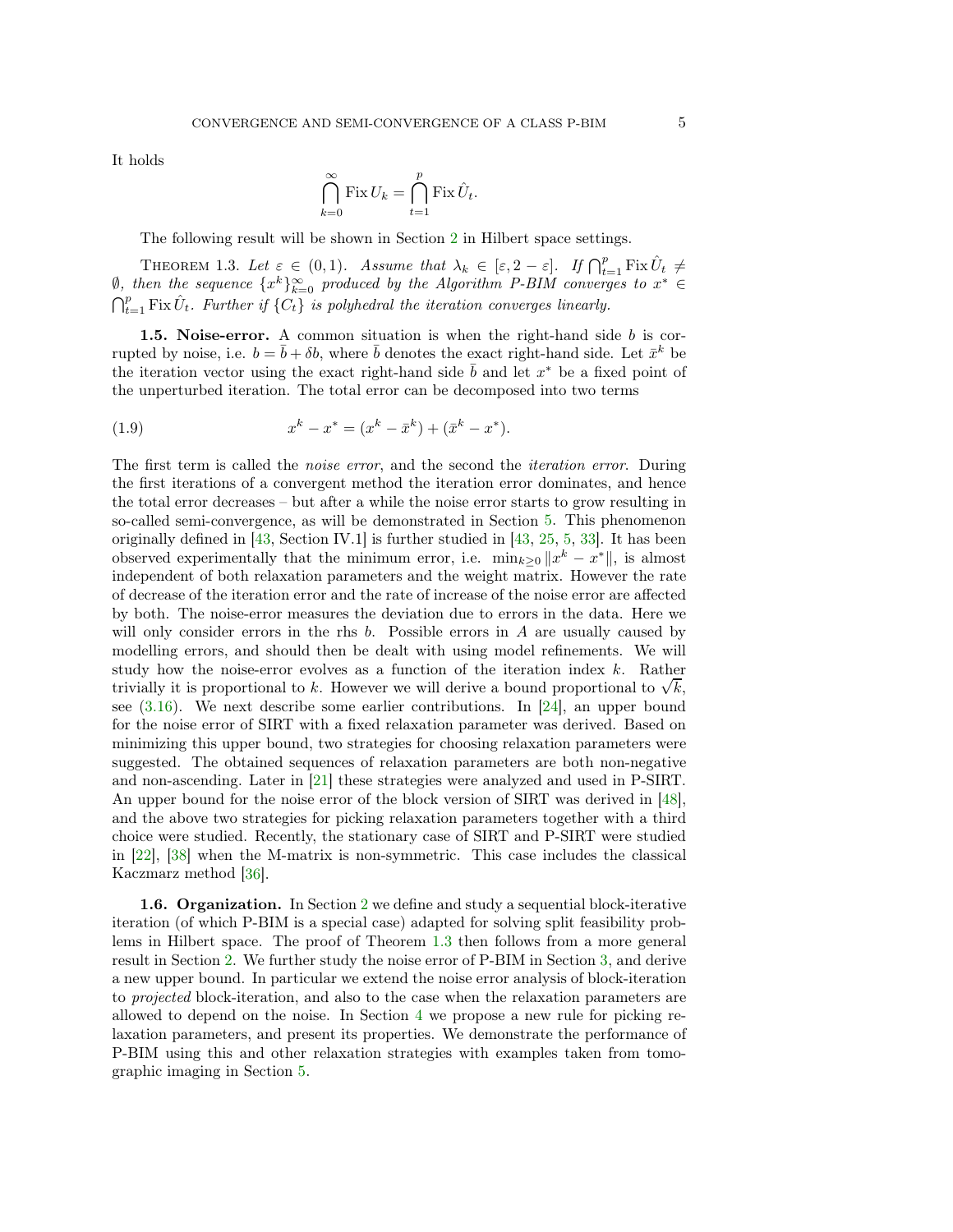It holds

$$\bigcap_{k=0}^{\infty} \operatorname{Fix} U_k = \bigcap_{t=1}^{p} \operatorname{Fix} \hat{U}_t.$$

The following result will be shown in Section 2 in Hilbert space settings.

THEOREM 1.3. *Let $\varepsilon \in (0,1)$. Assume that $\lambda_k \in [\varepsilon, 2-\varepsilon]$. If $\bigcap_{t=1}^{p} \operatorname{Fix} \hat{U}_t \neq \emptyset$, then the sequence $\{x^k\}_{k=0}^{\infty}$ produced by the Algorithm P-BIM converges to $x^* \in \bigcap_{t=1}^{p} \operatorname{Fix} \hat{U}_t$. Further if $\{C_t\}$ is polyhedral the iteration converges linearly.*

**1.5. Noise-error.** A common situation is when the right-hand side $b$ is corrupted by noise, i.e. $b = \bar{b} + \delta b$, where $\bar{b}$ denotes the exact right-hand side. Let $\bar{x}^k$ be the iteration vector using the exact right-hand side $\bar{b}$ and let $x^*$ be a fixed point of the unperturbed iteration. The total error can be decomposed into two terms

$$x^k - x^* = (x^k - \bar{x}^k) + (\bar{x}^k - x^*). \tag{1.9}$$

The first term is called the *noise error*, and the second the *iteration error*. During the first iterations of a convergent method the iteration error dominates, and hence the total error decreases – but after a while the noise error starts to grow resulting in so-called semi-convergence, as will be demonstrated in Section 5. This phenomenon originally defined in [43, Section IV.1] is further studied in [43, 25, 5, 33]. It has been observed experimentally that the minimum error, i.e. $\min_{k\geq 0} \|x^k - x^*\|$, is almost independent of both relaxation parameters and the weight matrix. However the rate of decrease of the iteration error and the rate of increase of the noise error are affected by both. The noise-error measures the deviation due to errors in the data. Here we will only consider errors in the rhs $b$. Possible errors in $A$ are usually caused by modelling errors, and should then be dealt with using model refinements. We will study how the noise-error evolves as a function of the iteration index $k$. Rather trivially it is proportional to $k$. However we will derive a bound proportional to $\sqrt{k}$, see (3.16). We next describe some earlier contributions. In [24], an upper bound for the noise error of SIRT with a fixed relaxation parameter was derived. Based on minimizing this upper bound, two strategies for choosing relaxation parameters were suggested. The obtained sequences of relaxation parameters are both non-negative and non-ascending. Later in [21] these strategies were analyzed and used in P-SIRT. An upper bound for the noise error of the block version of SIRT was derived in [48], and the above two strategies for picking relaxation parameters together with a third choice were studied. Recently, the stationary case of SIRT and P-SIRT were studied in [22], [38] when the M-matrix is non-symmetric. This case includes the classical Kaczmarz method [36].

**1.6. Organization.** In Section 2 we define and study a sequential block-iterative iteration (of which P-BIM is a special case) adapted for solving split feasibility problems in Hilbert space. The proof of Theorem 1.3 then follows from a more general result in Section 2. We further study the noise error of P-BIM in Section 3, and derive a new upper bound. In particular we extend the noise error analysis of block-iteration to *projected* block-iteration, and also to the case when the relaxation parameters are allowed to depend on the noise. In Section 4 we propose a new rule for picking relaxation parameters, and present its properties. We demonstrate the performance of P-BIM using this and other relaxation strategies with examples taken from tomographic imaging in Section 5.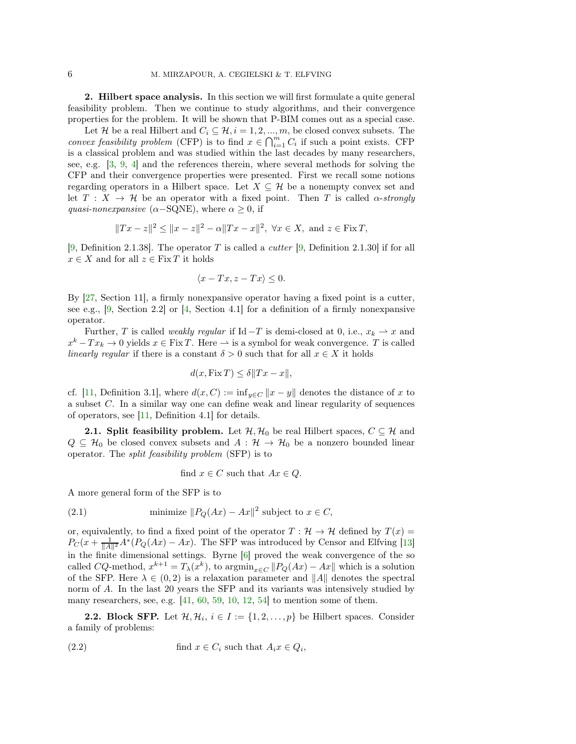**2. Hilbert space analysis.** In this section we will first formulate a quite general feasibility problem. Then we continue to study algorithms, and their convergence properties for the problem. It will be shown that P-BIM comes out as a special case.

Let $\mathcal{H}$ be a real Hilbert and $C_i \subseteq \mathcal{H}, i = 1, 2, ..., m$, be closed convex subsets. The *convex feasibility problem* (CFP) is to find $x \in \bigcap_{i=1}^m C_i$ if such a point exists. CFP is a classical problem and was studied within the last decades by many researchers, see, e.g. [3, 9, 4] and the references therein, where several methods for solving the CFP and their convergence properties were presented. First we recall some notions regarding operators in a Hilbert space. Let $X \subseteq \mathcal{H}$ be a nonempty convex set and let $T : X \to \mathcal{H}$ be an operator with a fixed point. Then $T$ is called $\alpha$*-strongly quasi-nonexpansive* ($\alpha-$SQNE), where $\alpha \geq 0$, if

$$\|Tx - z\|^2 \leq \|x - z\|^2 - \alpha\|Tx - x\|^2, \ \forall x \in X, \text{ and } z \in \operatorname{Fix} T,$$

[9, Definition 2.1.38]. The operator $T$ is called a *cutter* [9, Definition 2.1.30] if for all $x \in X$ and for all $z \in \operatorname{Fix} T$ it holds

$$\langle x - Tx, z - Tx\rangle \leq 0.$$

By [27, Section 11], a firmly nonexpansive operator having a fixed point is a cutter, see e.g., [9, Section 2.2] or [4, Section 4.1] for a definition of a firmly nonexpansive operator.

Further, $T$ is called *weakly regular* if $\operatorname{Id} - T$ is demi-closed at 0, i.e., $x_k \rightharpoonup x$ and $x^k - Tx_k \to 0$ yields $x \in \operatorname{Fix} T$. Here $\rightharpoonup$ is a symbol for weak convergence. $T$ is called *linearly regular* if there is a constant $\delta > 0$ such that for all $x \in X$ it holds

$$d(x, \operatorname{Fix} T) \leq \delta\|Tx - x\|,$$

cf. [11, Definition 3.1], where $d(x, C) := \inf_{y \in C} \|x - y\|$ denotes the distance of $x$ to a subset $C$. In a similar way one can define weak and linear regularity of sequences of operators, see [11, Definition 4.1] for details.

**2.1. Split feasibility problem.** Let $\mathcal{H}, \mathcal{H}_0$ be real Hilbert spaces, $C \subseteq \mathcal{H}$ and $Q \subseteq \mathcal{H}_0$ be closed convex subsets and $A : \mathcal{H} \to \mathcal{H}_0$ be a nonzero bounded linear operator. The *split feasibility problem* (SFP) is to

$$\text{find } x \in C \text{ such that } Ax \in Q.$$

A more general form of the SFP is to

$$\text{minimize } \|P_Q(Ax) - Ax\|^2 \text{ subject to } x \in C, \tag{2.1}$$

or, equivalently, to find a fixed point of the operator $T : \mathcal{H} \to \mathcal{H}$ defined by $T(x) = P_C(x + \frac{1}{\|A\|^2} A^*(P_Q(Ax) - Ax)$. The SFP was introduced by Censor and Elfving [13] in the finite dimensional settings. Byrne [6] proved the weak convergence of the so called $CQ$-method, $x^{k+1} = T_\lambda(x^k)$, to $\operatorname{argmin}_{x \in C} \|P_Q(Ax) - Ax\|$ which is a solution of the SFP. Here $\lambda \in (0, 2)$ is a relaxation parameter and $\|A\|$ denotes the spectral norm of $A$. In the last 20 years the SFP and its variants was intensively studied by many researchers, see, e.g. [41, 60, 59, 10, 12, 54] to mention some of them.

**2.2. Block SFP.** Let $\mathcal{H}, \mathcal{H}_i,\ i \in I := \{1, 2, \ldots, p\}$ be Hilbert spaces. Consider a family of problems:

$$\text{find } x \in C_i \text{ such that } A_i x \in Q_i, \tag{2.2}$$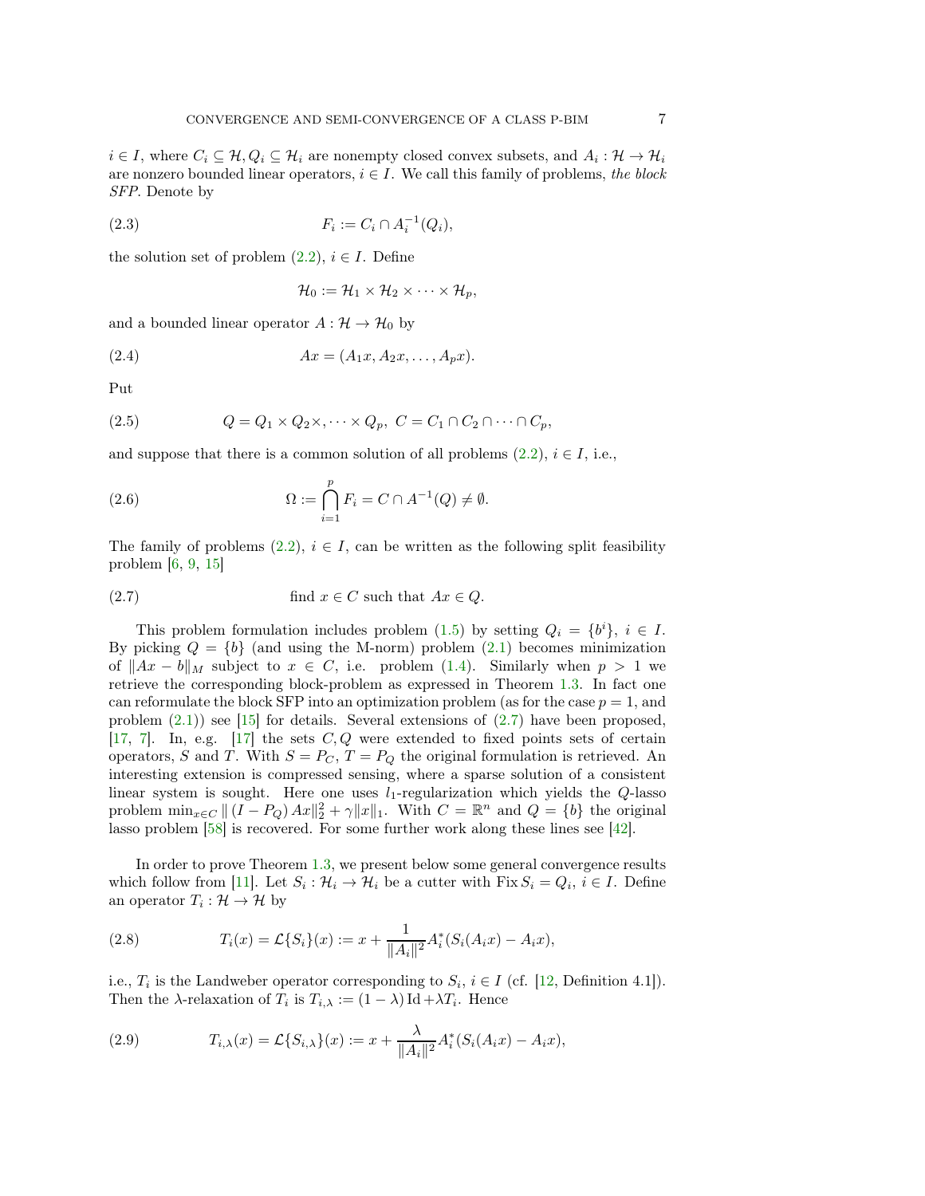$i \in I$, where $C_i \subseteq \mathcal{H}, Q_i \subseteq \mathcal{H}_i$ are nonempty closed convex subsets, and $A_i : \mathcal{H} \to \mathcal{H}_i$ are nonzero bounded linear operators, $i \in I$. We call this family of problems, *the block SFP*. Denote by

$$F_i := C_i \cap A_i^{-1}(Q_i), \tag{2.3}$$

the solution set of problem (2.2), $i \in I$. Define

$$\mathcal{H}_0 := \mathcal{H}_1 \times \mathcal{H}_2 \times \cdots \times \mathcal{H}_p,$$

and a bounded linear operator $A : \mathcal{H} \to \mathcal{H}_0$ by

$$Ax = (A_1 x, A_2 x, \ldots, A_p x). \tag{2.4}$$

Put

$$Q = Q_1 \times Q_2 \times, \cdots \times Q_p,\ C = C_1 \cap C_2 \cap \cdots \cap C_p, \tag{2.5}$$

and suppose that there is a common solution of all problems (2.2), $i \in I$, i.e.,

$$\Omega := \bigcap_{i=1}^{p} F_i = C \cap A^{-1}(Q) \neq \emptyset. \tag{2.6}$$

The family of problems (2.2), $i \in I$, can be written as the following split feasibility problem [6, 9, 15]

$$\text{find } x \in C \text{ such that } Ax \in Q. \tag{2.7}$$

This problem formulation includes problem (1.5) by setting $Q_i = \{b^i\}$, $i \in I$. By picking $Q = \{b\}$ (and using the M-norm) problem (2.1) becomes minimization of $\|Ax - b\|_M$ subject to $x \in C$, i.e. problem (1.4). Similarly when $p > 1$ we retrieve the corresponding block-problem as expressed in Theorem 1.3. In fact one can reformulate the block SFP into an optimization problem (as for the case $p = 1$, and problem (2.1)) see [15] for details. Several extensions of (2.7) have been proposed, [17, 7]. In, e.g. [17] the sets $C, Q$ were extended to fixed points sets of certain operators, $S$ and $T$. With $S = P_C$, $T = P_Q$ the original formulation is retrieved. An interesting extension is compressed sensing, where a sparse solution of a consistent linear system is sought. Here one uses $l_1$-regularization which yields the $Q$-lasso problem $\min_{x \in C} \| (I - P_Q) Ax\|_2^2 + \gamma \|x\|_1$. With $C = \mathbb{R}^n$ and $Q = \{b\}$ the original lasso problem [58] is recovered. For some further work along these lines see [42].

In order to prove Theorem 1.3, we present below some general convergence results which follow from [11]. Let $S_i : \mathcal{H}_i \to \mathcal{H}_i$ be a cutter with $\operatorname{Fix} S_i = Q_i$, $i \in I$. Define an operator $T_i : \mathcal{H} \to \mathcal{H}$ by

$$T_i(x) = \mathcal{L}\{S_i\}(x) := x + \frac{1}{\|A_i\|^2} A_i^*(S_i(A_i x) - A_i x), \tag{2.8}$$

i.e., $T_i$ is the Landweber operator corresponding to $S_i$, $i \in I$ (cf. [12, Definition 4.1]). Then the $\lambda$-relaxation of $T_i$ is $T_{i,\lambda} := (1 - \lambda)\operatorname{Id} + \lambda T_i$. Hence

$$T_{i,\lambda}(x) = \mathcal{L}\{S_{i,\lambda}\}(x) := x + \frac{\lambda}{\|A_i\|^2} A_i^*(S_i(A_i x) - A_i x), \tag{2.9}$$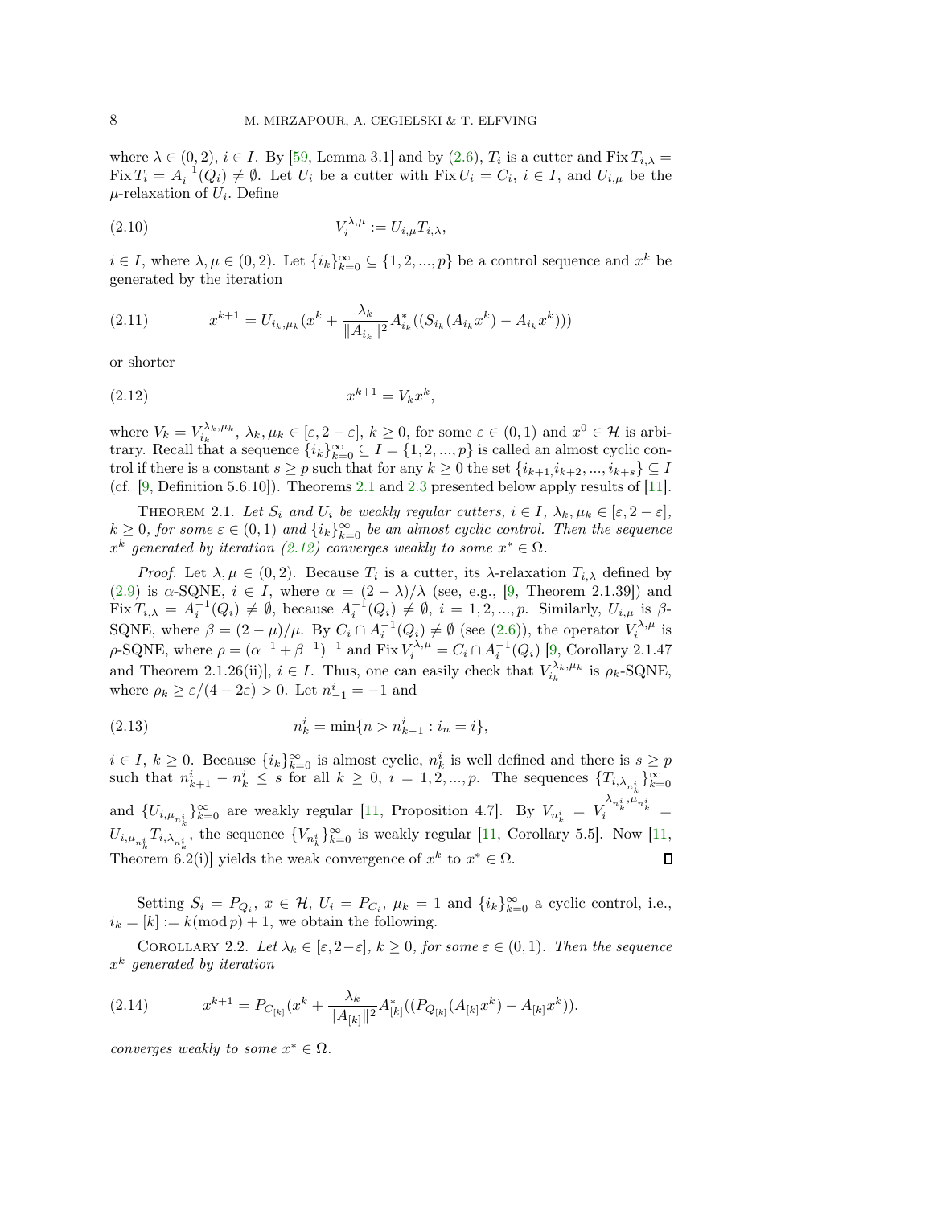where $\lambda \in (0, 2)$, $i \in I$. By [59, Lemma 3.1] and by (2.6), $T_i$ is a cutter and $\operatorname{Fix} T_{i,\lambda} = \operatorname{Fix} T_i = A_i^{-1}(Q_i) \neq \emptyset$. Let $U_i$ be a cutter with $\operatorname{Fix} U_i = C_i$, $i \in I$, and $U_{i,\mu}$ be the $\mu$-relaxation of $U_i$. Define

$$V_i^{\lambda,\mu} := U_{i,\mu} T_{i,\lambda}, \tag{2.10}$$

$i \in I$, where $\lambda, \mu \in (0, 2)$. Let $\{i_k\}_{k=0}^{\infty} \subseteq \{1, 2, ..., p\}$ be a control sequence and $x^k$ be generated by the iteration

$$x^{k+1} = U_{i_k,\mu_k}(x^k + \frac{\lambda_k}{\|A_{i_k}\|^2} A_{i_k}^*((S_{i_k}(A_{i_k} x^k) - A_{i_k} x^k))) \tag{2.11}$$

or shorter

$$x^{k+1} = V_k x^k, \tag{2.12}$$

where $V_k = V_{i_k}^{\lambda_k,\mu_k}$, $\lambda_k, \mu_k \in [\varepsilon, 2 - \varepsilon]$, $k \geq 0$, for some $\varepsilon \in (0, 1)$ and $x^0 \in \mathcal{H}$ is arbitrary. Recall that a sequence $\{i_k\}_{k=0}^{\infty} \subseteq I = \{1, 2, ..., p\}$ is called an almost cyclic control if there is a constant $s \geq p$ such that for any $k \geq 0$ the set $\{i_{k+1}, i_{k+2}, ..., i_{k+s}\} \subseteq I$ (cf. [9, Definition 5.6.10]). Theorems 2.1 and 2.3 presented below apply results of [11].

Theorem 2.1. *Let $S_i$ and $U_i$ be weakly regular cutters, $i \in I$, $\lambda_k, \mu_k \in [\varepsilon, 2 - \varepsilon]$, $k \geq 0$, for some $\varepsilon \in (0, 1)$ and $\{i_k\}_{k=0}^{\infty}$ be an almost cyclic control. Then the sequence $x^k$ generated by iteration (2.12) converges weakly to some $x^* \in \Omega$.*

*Proof.* Let $\lambda, \mu \in (0, 2)$. Because $T_i$ is a cutter, its $\lambda$-relaxation $T_{i,\lambda}$ defined by (2.9) is $\alpha$-SQNE, $i \in I$, where $\alpha = (2 - \lambda)/\lambda$ (see, e.g., [9, Theorem 2.1.39]) and $\operatorname{Fix} T_{i,\lambda} = A_i^{-1}(Q_i) \neq \emptyset$, because $A_i^{-1}(Q_i) \neq \emptyset$, $i = 1, 2, ..., p$. Similarly, $U_{i,\mu}$ is $\beta$-SQNE, where $\beta = (2 - \mu)/\mu$. By $C_i \cap A_i^{-1}(Q_i) \neq \emptyset$ (see (2.6)), the operator $V_i^{\lambda,\mu}$ is $\rho$-SQNE, where $\rho = (\alpha^{-1} + \beta^{-1})^{-1}$ and $\operatorname{Fix} V_i^{\lambda,\mu} = C_i \cap A_i^{-1}(Q_i)$ [9, Corollary 2.1.47 and Theorem 2.1.26(ii)], $i \in I$. Thus, one can easily check that $V_{i_k}^{\lambda_k,\mu_k}$ is $\rho_k$-SQNE, where $\rho_k \geq \varepsilon/(4 - 2\varepsilon) > 0$. Let $n_{-1}^i = -1$ and

$$n_k^i = \min\{n > n_{k-1}^i : i_n = i\}, \tag{2.13}$$

$i \in I$, $k \geq 0$. Because $\{i_k\}_{k=0}^{\infty}$ is almost cyclic, $n_k^i$ is well defined and there is $s \geq p$ such that $n_{k+1}^i - n_k^i \leq s$ for all $k \geq 0$, $i = 1, 2, ..., p$. The sequences $\{T_{i,\lambda_{n_k^i}}\}_{k=0}^{\infty}$ and $\{U_{i,\mu_{n_k^i}}\}_{k=0}^{\infty}$ are weakly regular [11, Proposition 4.7]. By $V_{n_k^i} = V_i^{\lambda_{n_k^i},\mu_{n_k^i}} = U_{i,\mu_{n_k^i}} T_{i,\lambda_{n_k^i}}$, the sequence $\{V_{n_k^i}\}_{k=0}^{\infty}$ is weakly regular [11, Corollary 5.5]. Now [11, Theorem 6.2(i)] yields the weak convergence of $x^k$ to $x^* \in \Omega$. ∎

Setting $S_i = P_{Q_i}$, $x \in \mathcal{H}$, $U_i = P_{C_i}$, $\mu_k = 1$ and $\{i_k\}_{k=0}^{\infty}$ a cyclic control, i.e., $i_k = [k] := k(\operatorname{mod} p) + 1$, we obtain the following.

Corollary 2.2. *Let $\lambda_k \in [\varepsilon, 2-\varepsilon]$, $k \geq 0$, for some $\varepsilon \in (0, 1)$. Then the sequence $x^k$ generated by iteration*

$$x^{k+1} = P_{C_{[k]}}(x^k + \frac{\lambda_k}{\|A_{[k]}\|^2} A_{[k]}^*((P_{Q_{[k]}}(A_{[k]} x^k) - A_{[k]} x^k)). \tag{2.14}$$

*converges weakly to some $x^* \in \Omega$.*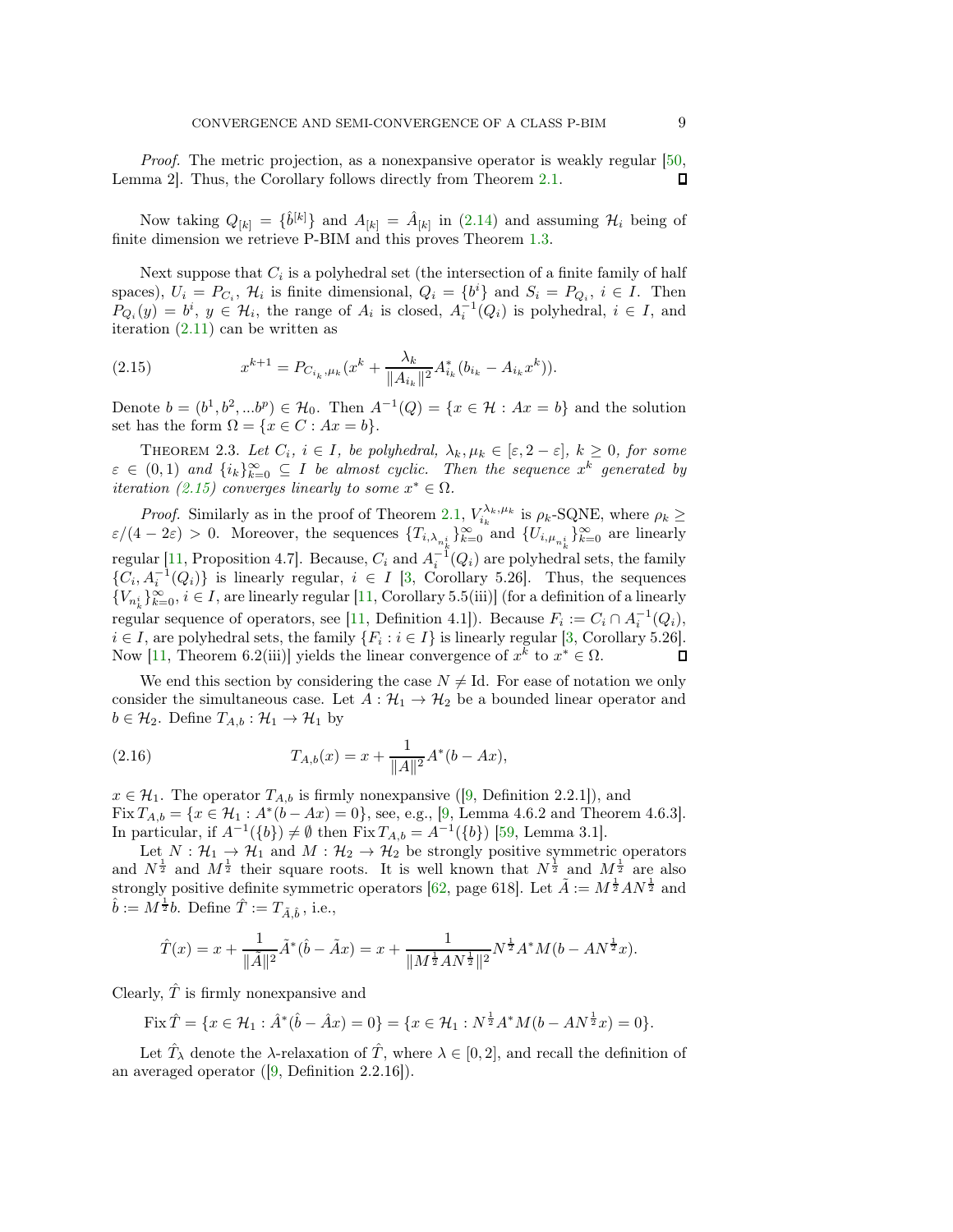*Proof.* The metric projection, as a nonexpansive operator is weakly regular [50, Lemma 2]. Thus, the Corollary follows directly from Theorem 2.1. ∎

Now taking $Q_{[k]} = \{\hat{b}^{[k]}\}$ and $A_{[k]} = \hat{A}_{[k]}$ in (2.14) and assuming $\mathcal{H}_i$ being of finite dimension we retrieve P-BIM and this proves Theorem 1.3.

Next suppose that $C_i$ is a polyhedral set (the intersection of a finite family of half spaces), $U_i = P_{C_i}$, $\mathcal{H}_i$ is finite dimensional, $Q_i = \{b^i\}$ and $S_i = P_{Q_i}$, $i \in I$. Then $P_{Q_i}(y) = b^i$, $y \in \mathcal{H}_i$, the range of $A_i$ is closed, $A_i^{-1}(Q_i)$ is polyhedral, $i \in I$, and iteration (2.11) can be written as

$$x^{k+1} = P_{C_{i_k},\mu_k}(x^k + \frac{\lambda_k}{\|A_{i_k}\|^2} A_{i_k}^*(b_{i_k} - A_{i_k}x^k)). \tag{2.15}$$

Denote $b = (b^1, b^2, ...b^p) \in \mathcal{H}_0$. Then $A^{-1}(Q) = \{x \in \mathcal{H} : Ax = b\}$ and the solution set has the form $\Omega = \{x \in C : Ax = b\}$.

Theorem 2.3. *Let $C_i$, $i \in I$, be polyhedral, $\lambda_k, \mu_k \in [\varepsilon, 2-\varepsilon]$, $k \geq 0$, for some $\varepsilon \in (0,1)$ and $\{i_k\}_{k=0}^{\infty} \subseteq I$ be almost cyclic. Then the sequence $x^k$ generated by iteration (2.15) converges linearly to some $x^* \in \Omega$.*

*Proof.* Similarly as in the proof of Theorem 2.1, $V_{i_k}^{\lambda_k,\mu_k}$ is $\rho_k$-SQNE, where $\rho_k \geq \varepsilon/(4-2\varepsilon) > 0$. Moreover, the sequences $\{T_{i,\lambda_{n_k^i}}\}_{k=0}^{\infty}$ and $\{U_{i,\mu_{n_k^i}}\}_{k=0}^{\infty}$ are linearly regular [11, Proposition 4.7]. Because, $C_i$ and $A_i^{-1}(Q_i)$ are polyhedral sets, the family $\{C_i, A_i^{-1}(Q_i)\}$ is linearly regular, $i \in I$ [3, Corollary 5.26]. Thus, the sequences $\{V_{n_k^i}\}_{k=0}^{\infty}$, $i \in I$, are linearly regular [11, Corollary 5.5(iii)] (for a definition of a linearly regular sequence of operators, see [11, Definition 4.1]). Because $F_i := C_i \cap A_i^{-1}(Q_i)$, $i \in I$, are polyhedral sets, the family $\{F_i : i \in I\}$ is linearly regular [3, Corollary 5.26]. Now [11, Theorem 6.2(iii)] yields the linear convergence of $x^k$ to $x^* \in \Omega$. ∎

We end this section by considering the case $N \neq \mathrm{Id}$. For ease of notation we only consider the simultaneous case. Let $A : \mathcal{H}_1 \to \mathcal{H}_2$ be a bounded linear operator and $b \in \mathcal{H}_2$. Define $T_{A,b} : \mathcal{H}_1 \to \mathcal{H}_1$ by

$$T_{A,b}(x) = x + \frac{1}{\|A\|^2} A^*(b - Ax), \tag{2.16}$$

$x \in \mathcal{H}_1$. The operator $T_{A,b}$ is firmly nonexpansive ([9, Definition 2.2.1]), and $\operatorname{Fix} T_{A,b} = \{x \in \mathcal{H}_1 : A^*(b - Ax) = 0\}$, see, e.g., [9, Lemma 4.6.2 and Theorem 4.6.3]. In particular, if $A^{-1}(\{b\}) \neq \emptyset$ then $\operatorname{Fix} T_{A,b} = A^{-1}(\{b\})$ [59, Lemma 3.1].

Let $N : \mathcal{H}_1 \to \mathcal{H}_1$ and $M : \mathcal{H}_2 \to \mathcal{H}_2$ be strongly positive symmetric operators and $N^{\frac{1}{2}}$ and $M^{\frac{1}{2}}$ their square roots. It is well known that $N^{\frac{1}{2}}$ and $M^{\frac{1}{2}}$ are also strongly positive definite symmetric operators [62, page 618]. Let $\tilde{A} := M^{\frac{1}{2}} A N^{\frac{1}{2}}$ and $\hat{b} := M^{\frac{1}{2}} b$. Define $\hat{T} := T_{\tilde{A},\hat{b}}$, i.e.,

$$\hat{T}(x) = x + \frac{1}{\|\tilde{A}\|^2} \tilde{A}^*(\hat{b} - \tilde{A}x) = x + \frac{1}{\|M^{\frac{1}{2}} A N^{\frac{1}{2}}\|^2} N^{\frac{1}{2}} A^* M(b - AN^{\frac{1}{2}}x).$$

Clearly, $\hat{T}$ is firmly nonexpansive and

$$\operatorname{Fix} \hat{T} = \{x \in \mathcal{H}_1 : \hat{A}^*(\hat{b} - \hat{A}x) = 0\} = \{x \in \mathcal{H}_1 : N^{\frac{1}{2}} A^* M(b - AN^{\frac{1}{2}}x) = 0\}.$$

Let $\hat{T}_\lambda$ denote the $\lambda$-relaxation of $\hat{T}$, where $\lambda \in [0, 2]$, and recall the definition of an averaged operator ([9, Definition 2.2.16]).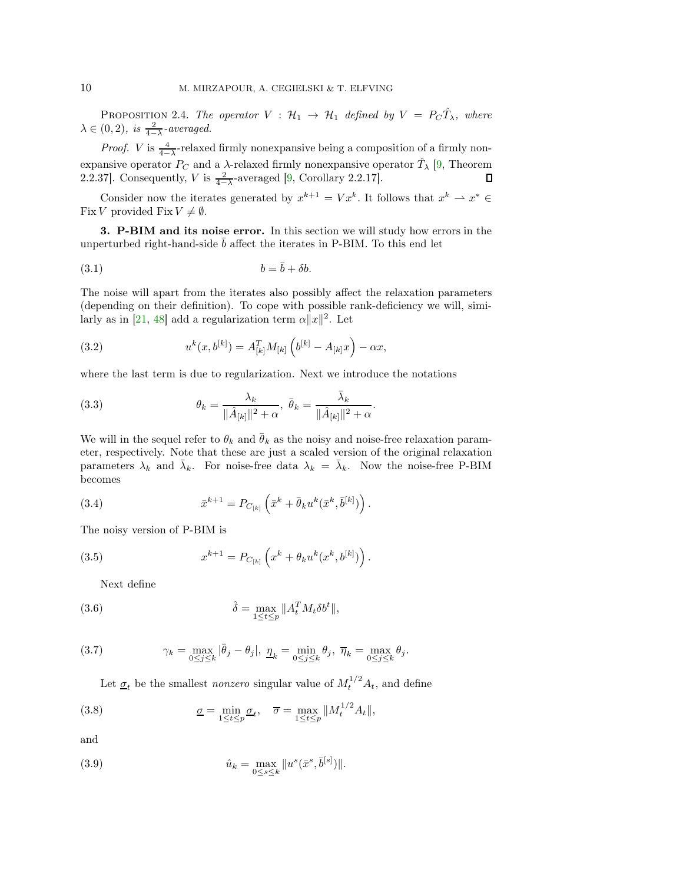PROPOSITION 2.4. *The operator $V : \mathcal{H}_1 \to \mathcal{H}_1$ defined by $V = P_C \hat{T}_\lambda$, where $\lambda \in (0, 2)$, is $\frac{2}{4-\lambda}$-averaged.*

*Proof.* $V$ is $\frac{4}{4-\lambda}$-relaxed firmly nonexpansive being a composition of a firmly nonexpansive operator $P_C$ and a $\lambda$-relaxed firmly nonexpansive operator $\hat{T}_\lambda$ [9, Theorem 2.2.37]. Consequently, $V$ is $\frac{2}{4-\lambda}$-averaged [9, Corollary 2.2.17]. ∎

Consider now the iterates generated by $x^{k+1} = Vx^k$. It follows that $x^k \rightharpoonup x^* \in \operatorname{Fix} V$ provided $\operatorname{Fix} V \neq \emptyset$.

**3. P-BIM and its noise error.** In this section we will study how errors in the unperturbed right-hand-side $\bar{b}$ affect the iterates in P-BIM. To this end let

$$b = \bar{b} + \delta b. \tag{3.1}$$

The noise will apart from the iterates also possibly affect the relaxation parameters (depending on their definition). To cope with possible rank-deficiency we will, similarly as in [21, 48] add a regularization term $\alpha \|x\|^2$. Let

$$u^k(x, b^{[k]}) = A_{[k]}^T M_{[k]} \left( b^{[k]} - A_{[k]} x \right) - \alpha x, \tag{3.2}$$

where the last term is due to regularization. Next we introduce the notations

$$\theta_k = \frac{\lambda_k}{\|\hat{A}_{[k]}\|^2 + \alpha}, \ \bar{\theta}_k = \frac{\bar{\lambda}_k}{\|\hat{A}_{[k]}\|^2 + \alpha}. \tag{3.3}$$

We will in the sequel refer to $\theta_k$ and $\bar{\theta}_k$ as the noisy and noise-free relaxation parameter, respectively. Note that these are just a scaled version of the original relaxation parameters $\lambda_k$ and $\bar{\lambda}_k$. For noise-free data $\lambda_k = \bar{\lambda}_k$. Now the noise-free P-BIM becomes

$$\bar{x}^{k+1} = P_{C_{[k]}} \left( \bar{x}^k + \bar{\theta}_k u^k(\bar{x}^k, \bar{b}^{[k]}) \right). \tag{3.4}$$

The noisy version of P-BIM is

$$x^{k+1} = P_{C_{[k]}} \left( x^k + \theta_k u^k(x^k, b^{[k]}) \right). \tag{3.5}$$

Next define

$$\hat{\delta} = \max_{1 \le t \le p} \|A_t^T M_t \delta b^t\|, \tag{3.6}$$

$$\gamma_k = \max_{0 \le j \le k} |\bar{\theta}_j - \theta_j|, \ \underline{\eta}_k = \min_{0 \le j \le k} \theta_j, \ \overline{\eta}_k = \max_{0 \le j \le k} \theta_j. \tag{3.7}$$

Let $\underline{\sigma}_t$ be the smallest *nonzero* singular value of $M_t^{1/2} A_t$, and define

$$\underline{\sigma} = \min_{1 \le t \le p} \underline{\sigma}_t, \quad \overline{\sigma} = \max_{1 \le t \le p} \|M_t^{1/2} A_t\|, \tag{3.8}$$

and

$$\hat{u}_k = \max_{0 \le s \le k} \|u^s(\bar{x}^s, \bar{b}^{[s]})\|. \tag{3.9}$$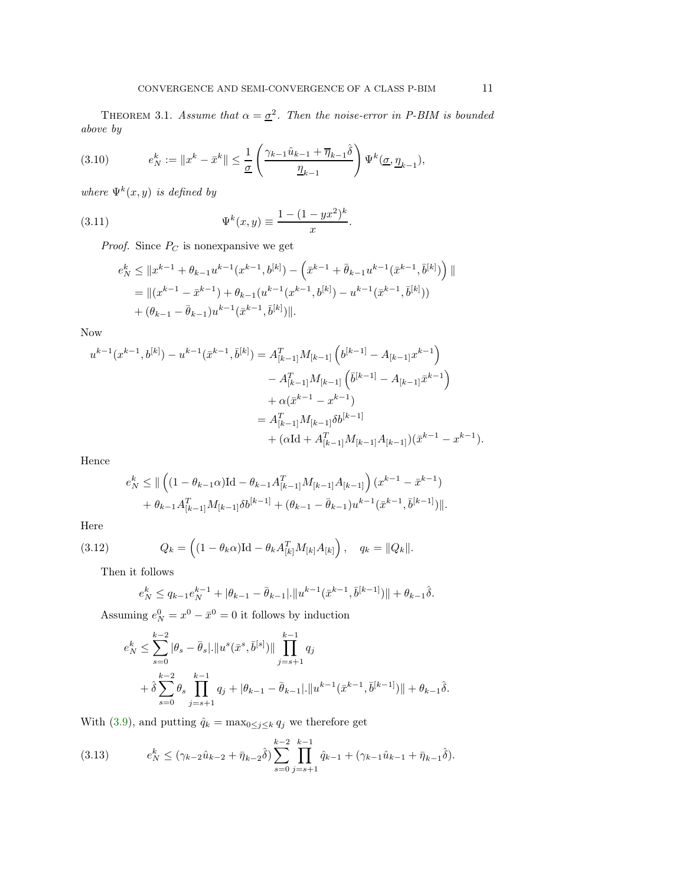THEOREM 3.1. *Assume that $\alpha = \underline{\sigma}^2$. Then the noise-error in P-BIM is bounded above by*

$$e_N^k := \|x^k - \bar{x}^k\| \leq \frac{1}{\underline{\sigma}} \left( \frac{\gamma_{k-1}\hat{u}_{k-1} + \overline{\eta}_{k-1}\hat{\delta}}{\underline{\eta}_{k-1}} \right) \Psi^k(\underline{\sigma}, \underline{\eta}_{k-1}), \tag{3.10}$$

*where $\Psi^k(x,y)$ is defined by*

$$\Psi^k(x,y) \equiv \frac{1 - (1 - yx^2)^k}{x}. \tag{3.11}$$

*Proof.* Since $P_C$ is nonexpansive we get

$$\begin{aligned}
e_N^k &\leq \|x^{k-1} + \theta_{k-1} u^{k-1}(x^{k-1}, b^{[k]}) - \left(\bar{x}^{k-1} + \bar{\theta}_{k-1} u^{k-1}(\bar{x}^{k-1}, \bar{b}^{[k]})\right) \| \\
&= \|(x^{k-1} - \bar{x}^{k-1}) + \theta_{k-1}(u^{k-1}(x^{k-1}, b^{[k]}) - u^{k-1}(\bar{x}^{k-1}, \bar{b}^{[k]})) \\
&\quad + (\theta_{k-1} - \bar{\theta}_{k-1}) u^{k-1}(\bar{x}^{k-1}, \bar{b}^{[k]})\|.
\end{aligned}$$

Now

$$\begin{aligned}
u^{k-1}(x^{k-1}, b^{[k]}) - u^{k-1}(\bar{x}^{k-1}, \bar{b}^{[k]}) &= A_{[k-1]}^T M_{[k-1]} \left( b^{[k-1]} - A_{[k-1]} x^{k-1} \right) \\
&\quad - A_{[k-1]}^T M_{[k-1]} \left( \bar{b}^{[k-1]} - A_{[k-1]} \bar{x}^{k-1} \right) \\
&\quad + \alpha(\bar{x}^{k-1} - x^{k-1}) \\
&= A_{[k-1]}^T M_{[k-1]} \delta b^{[k-1]} \\
&\quad + (\alpha \mathrm{Id} + A_{[k-1]}^T M_{[k-1]} A_{[k-1]})(\bar{x}^{k-1} - x^{k-1}).
\end{aligned}$$

Hence

$$\begin{aligned}
e_N^k &\leq \| \left( (1 - \theta_{k-1}\alpha)\mathrm{Id} - \theta_{k-1} A_{[k-1]}^T M_{[k-1]} A_{[k-1]} \right) (x^{k-1} - \bar{x}^{k-1}) \\
&\quad + \theta_{k-1} A_{[k-1]}^T M_{[k-1]} \delta b^{[k-1]} + (\theta_{k-1} - \bar{\theta}_{k-1}) u^{k-1}(\bar{x}^{k-1}, \bar{b}^{[k-1]})\|.
\end{aligned}$$

Here

$$Q_k = \left( (1 - \theta_k \alpha)\mathrm{Id} - \theta_k A_{[k]}^T M_{[k]} A_{[k]} \right), \quad q_k = \|Q_k\|. \tag{3.12}$$

Then it follows

$$e_N^k \leq q_{k-1} e_N^{k-1} + |\theta_{k-1} - \bar{\theta}_{k-1}|.\|u^{k-1}(\bar{x}^{k-1}, \bar{b}^{[k-1]})\| + \theta_{k-1}\hat{\delta}.$$

Assuming $e_N^0 = x^0 - \bar{x}^0 = 0$ it follows by induction

$$\begin{aligned}
e_N^k &\leq \sum_{s=0}^{k-2} |\theta_s - \bar{\theta}_s|.\|u^s(\bar{x}^s, \bar{b}^{[s]})\| \prod_{j=s+1}^{k-1} q_j \\
&\quad + \hat{\delta} \sum_{s=0}^{k-2} \theta_s \prod_{j=s+1}^{k-1} q_j + |\theta_{k-1} - \bar{\theta}_{k-1}|.\|u^{k-1}(\bar{x}^{k-1}, \bar{b}^{[k-1]})\| + \theta_{k-1}\hat{\delta}.
\end{aligned}$$

With (3.9), and putting $\hat{q}_k = \max_{0 \leq j \leq k} q_j$ we therefore get

$$e_N^k \leq (\gamma_{k-2}\hat{u}_{k-2} + \bar{\eta}_{k-2}\hat{\delta}) \sum_{s=0}^{k-2} \prod_{j=s+1}^{k-1} \hat{q}_{k-1} + (\gamma_{k-1}\hat{u}_{k-1} + \bar{\eta}_{k-1}\hat{\delta}). \tag{3.13}$$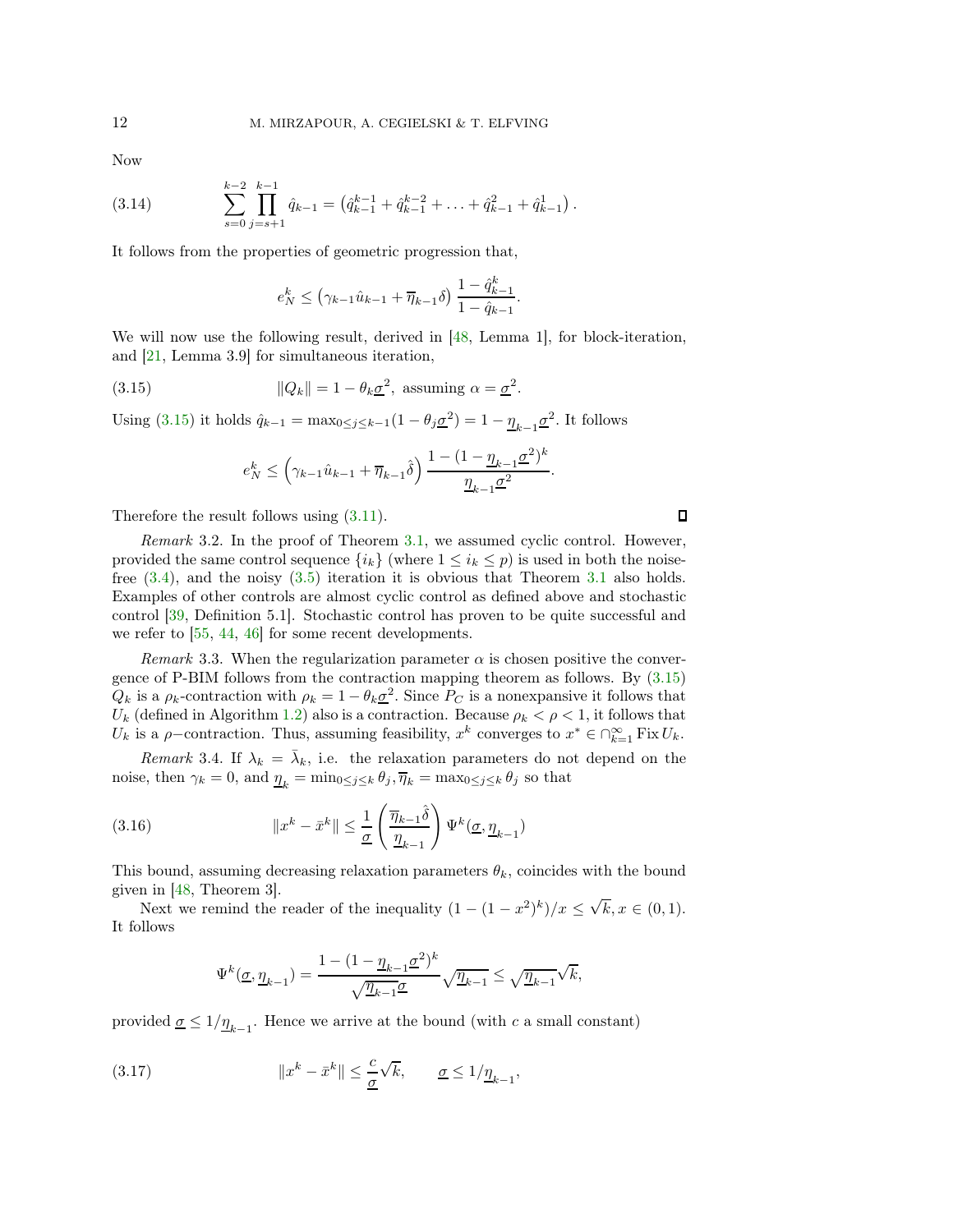Now

$$\sum_{s=0}^{k-2}\prod_{j=s+1}^{k-1}\hat{q}_{k-1} = \left(\hat{q}_{k-1}^{k-1} + \hat{q}_{k-1}^{k-2} + \ldots + \hat{q}_{k-1}^{2} + \hat{q}_{k-1}^{1}\right). \tag{3.14}$$

It follows from the properties of geometric progression that,

$$e_N^k \leq \left(\gamma_{k-1}\hat{u}_{k-1} + \overline{\eta}_{k-1}\delta\right)\frac{1-\hat{q}_{k-1}^k}{1-\hat{q}_{k-1}}.$$

We will now use the following result, derived in [48, Lemma 1], for block-iteration, and [21, Lemma 3.9] for simultaneous iteration,

$$\|Q_k\| = 1-\theta_k\underline{\sigma}^2, \text{ assuming } \alpha = \underline{\sigma}^2. \tag{3.15}$$

Using (3.15) it holds $\hat{q}_{k-1} = \max_{0\leq j\leq k-1}(1-\theta_j\underline{\sigma}^2) = 1-\underline{\eta}_{k-1}\underline{\sigma}^2$. It follows

$$e_N^k \leq \left(\gamma_{k-1}\hat{u}_{k-1} + \overline{\eta}_{k-1}\hat{\delta}\right)\frac{1-(1-\underline{\eta}_{k-1}\underline{\sigma}^2)^k}{\underline{\eta}_{k-1}\underline{\sigma}^2}.$$

Therefore the result follows using (3.11). ◻

*Remark* 3.2. In the proof of Theorem 3.1, we assumed cyclic control. However, provided the same control sequence $\{i_k\}$ (where $1 \leq i_k \leq p$) is used in both the noise-free (3.4), and the noisy (3.5) iteration it is obvious that Theorem 3.1 also holds. Examples of other controls are almost cyclic control as defined above and stochastic control [39, Definition 5.1]. Stochastic control has proven to be quite successful and we refer to [55, 44, 46] for some recent developments.

*Remark* 3.3. When the regularization parameter $\alpha$ is chosen positive the convergence of P-BIM follows from the contraction mapping theorem as follows. By (3.15) $Q_k$ is a $\rho_k$-contraction with $\rho_k = 1-\theta_k\underline{\sigma}^2$. Since $P_C$ is a nonexpansive it follows that $U_k$ (defined in Algorithm 1.2) also is a contraction. Because $\rho_k < \rho < 1$, it follows that $U_k$ is a $\rho-$contraction. Thus, assuming feasibility, $x^k$ converges to $x^* \in \cap_{k=1}^{\infty}\operatorname{Fix} U_k$.

*Remark* 3.4. If $\lambda_k = \bar{\lambda}_k$, i.e. the relaxation parameters do not depend on the noise, then $\gamma_k = 0$, and $\underline{\eta}_k = \min_{0\leq j\leq k}\theta_j, \overline{\eta}_k = \max_{0\leq j\leq k}\theta_j$ so that

$$\|x^k - \bar{x}^k\| \leq \frac{1}{\underline{\sigma}}\left(\frac{\overline{\eta}_{k-1}\hat{\delta}}{\underline{\eta}_{k-1}}\right)\Psi^k(\underline{\sigma},\underline{\eta}_{k-1}) \tag{3.16}$$

This bound, assuming decreasing relaxation parameters $\theta_k$, coincides with the bound given in [48, Theorem 3].

Next we remind the reader of the inequality $(1-(1-x^2)^k)/x \leq \sqrt{k}, x \in (0,1)$. It follows

$$\Psi^k(\underline{\sigma},\underline{\eta}_{k-1}) = \frac{1-(1-\underline{\eta}_{k-1}\underline{\sigma}^2)^k}{\sqrt{\underline{\eta}_{k-1}}\underline{\sigma}}\sqrt{\underline{\eta}_{k-1}} \leq \sqrt{\underline{\eta}_{k-1}}\sqrt{k},$$

provided $\underline{\sigma} \leq 1/\underline{\eta}_{k-1}$. Hence we arrive at the bound (with $c$ a small constant)

$$\|x^k - \bar{x}^k\| \leq \frac{c}{\underline{\sigma}}\sqrt{k}, \qquad \underline{\sigma} \leq 1/\underline{\eta}_{k-1}, \tag{3.17}$$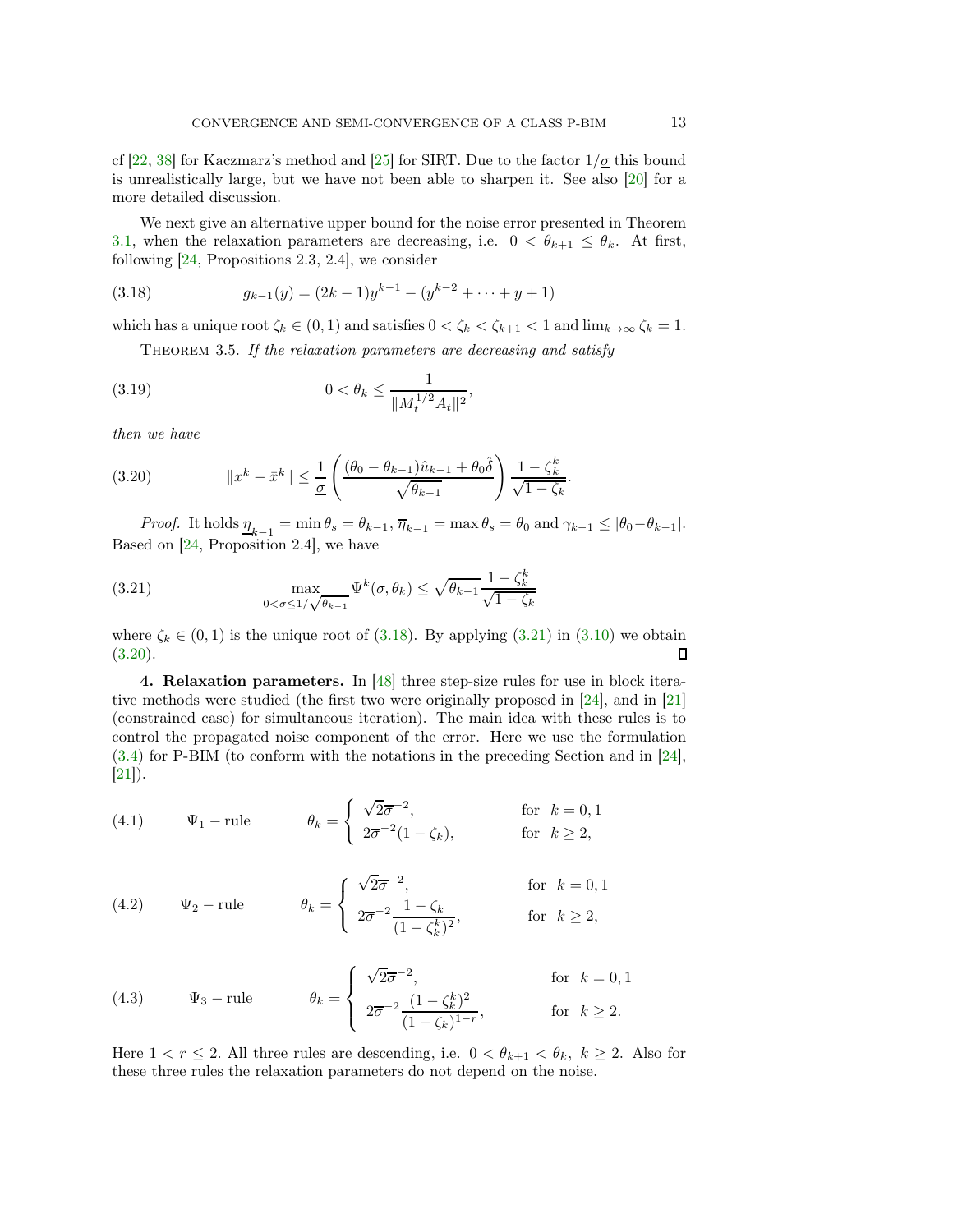cf [22, 38] for Kaczmarz's method and [25] for SIRT. Due to the factor $1/\underline{\sigma}$ this bound is unrealistically large, but we have not been able to sharpen it. See also [20] for a more detailed discussion.

We next give an alternative upper bound for the noise error presented in Theorem 3.1, when the relaxation parameters are decreasing, i.e. $0 < \theta_{k+1} \leq \theta_k$. At first, following [24, Propositions 2.3, 2.4], we consider

$$g_{k-1}(y) = (2k-1)y^{k-1} - (y^{k-2} + \cdots + y + 1) \tag{3.18}$$

which has a unique root $\zeta_k \in (0,1)$ and satisfies $0 < \zeta_k < \zeta_{k+1} < 1$ and $\lim_{k\to\infty} \zeta_k = 1$.

Theorem 3.5. *If the relaxation parameters are decreasing and satisfy*

$$0 < \theta_k \leq \frac{1}{\|M_t^{1/2} A_t\|^2}, \tag{3.19}$$

*then we have*

$$\|x^k - \bar{x}^k\| \leq \frac{1}{\underline{\sigma}} \left( \frac{(\theta_0 - \theta_{k-1})\hat{u}_{k-1} + \theta_0 \hat{\delta}}{\sqrt{\theta_{k-1}}} \right) \frac{1 - \zeta_k^k}{\sqrt{1 - \zeta_k}}. \tag{3.20}$$

*Proof.* It holds $\underline{\eta}_{k-1} = \min \theta_s = \theta_{k-1}$, $\overline{\eta}_{k-1} = \max \theta_s = \theta_0$ and $\gamma_{k-1} \leq |\theta_0 - \theta_{k-1}|$. Based on [24, Proposition 2.4], we have

$$\max_{0<\sigma\leq 1/\sqrt{\theta_{k-1}}} \Psi^k(\sigma, \theta_k) \leq \sqrt{\theta_{k-1}} \frac{1 - \zeta_k^k}{\sqrt{1 - \zeta_k}} \tag{3.21}$$

where $\zeta_k \in (0,1)$ is the unique root of (3.18). By applying (3.21) in (3.10) we obtain (3.20). ∎

## 4. Relaxation parameters.

In [48] three step-size rules for use in block iterative methods were studied (the first two were originally proposed in [24], and in [21] (constrained case) for simultaneous iteration). The main idea with these rules is to control the propagated noise component of the error. Here we use the formulation (3.4) for P-BIM (to conform with the notations in the preceding Section and in [24], [21]).

$$\Psi_1 - \text{rule} \qquad \theta_k = \begin{cases} \sqrt{2}\,\overline{\sigma}^{-2}, & \text{for } k = 0, 1 \\ 2\overline{\sigma}^{-2}(1 - \zeta_k), & \text{for } k \geq 2, \end{cases} \tag{4.1}$$

$$\Psi_2 - \text{rule} \qquad \theta_k = \begin{cases} \sqrt{2}\,\overline{\sigma}^{-2}, & \text{for } k = 0, 1 \\ 2\overline{\sigma}^{-2} \dfrac{1 - \zeta_k}{(1 - \zeta_k^k)^2}, & \text{for } k \geq 2, \end{cases} \tag{4.2}$$

$$\Psi_3 - \text{rule} \qquad \theta_k = \begin{cases} \sqrt{2}\,\overline{\sigma}^{-2}, & \text{for } k = 0, 1 \\ 2\overline{\sigma}^{-2} \dfrac{(1 - \zeta_k^k)^2}{(1 - \zeta_k)^{1-r}}, & \text{for } k \geq 2. \end{cases} \tag{4.3}$$

Here $1 < r \leq 2$. All three rules are descending, i.e. $0 < \theta_{k+1} < \theta_k$, $k \geq 2$. Also for these three rules the relaxation parameters do not depend on the noise.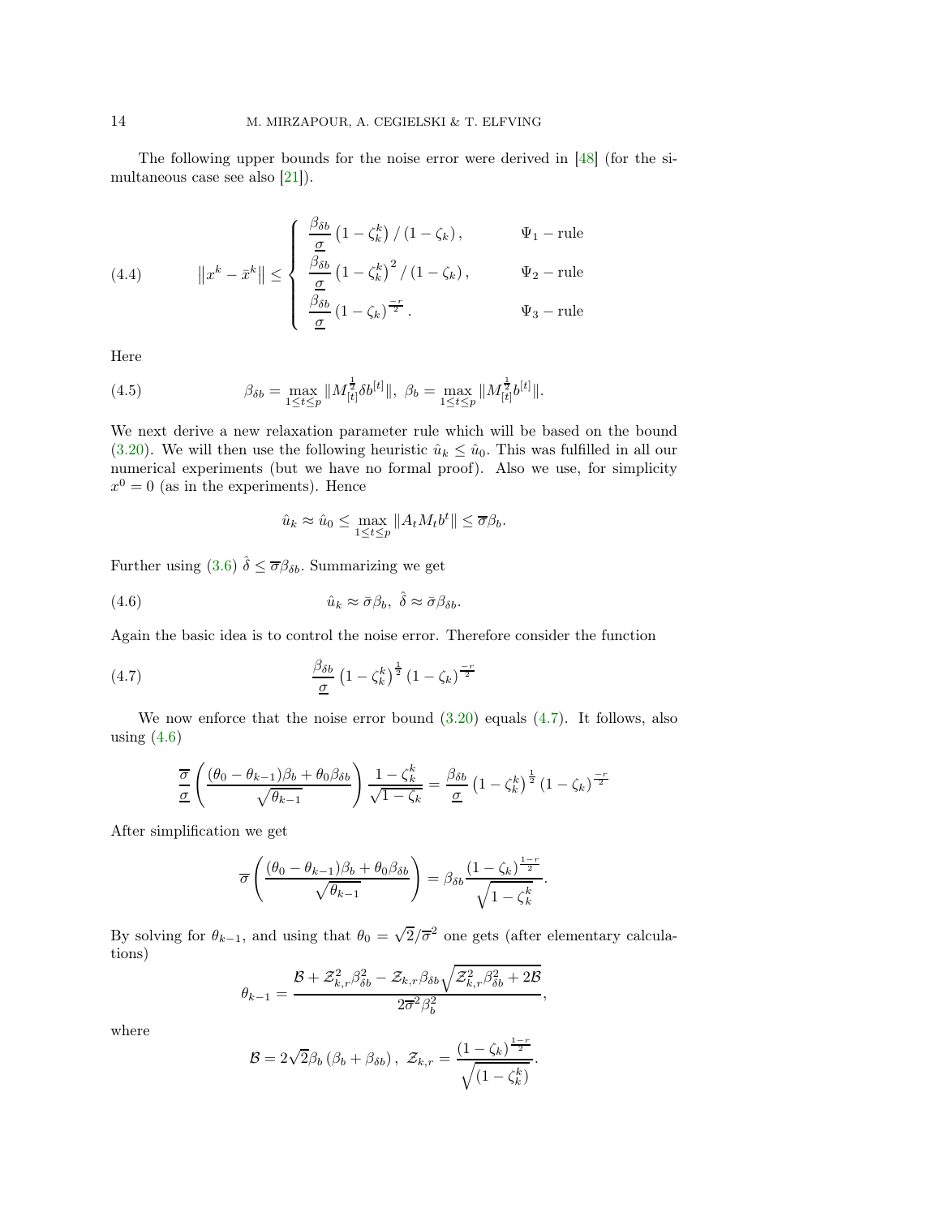The following upper bounds for the noise error were derived in [48] (for the simultaneous case see also [21]).

$$
\|x^k - \bar{x}^k\| \leq \begin{cases} \dfrac{\beta_{\delta b}}{\underline{\sigma}} \left(1-\zeta_k^k\right) / \left(1-\zeta_k\right), & \Psi_1 - \text{rule} \\ \dfrac{\beta_{\delta b}}{\underline{\sigma}} \left(1-\zeta_k^k\right)^2 / \left(1-\zeta_k\right), & \Psi_2 - \text{rule} \\ \dfrac{\beta_{\delta b}}{\underline{\sigma}} \left(1-\zeta_k\right)^{\frac{-r}{2}}. & \Psi_3 - \text{rule} \end{cases} \tag{4.4}
$$

Here

$$
\beta_{\delta b} = \max_{1\leq t\leq p} \|M_{[t]}^{\frac{1}{2}} \delta b^{[t]}\|, \ \beta_b = \max_{1\leq t\leq p} \|M_{[t]}^{\frac{1}{2}} b^{[t]}\|. \tag{4.5}
$$

We next derive a new relaxation parameter rule which will be based on the bound (3.20). We will then use the following heuristic $\hat{u}_k \leq \hat{u}_0$. This was fulfilled in all our numerical experiments (but we have no formal proof). Also we use, for simplicity $x^0 = 0$ (as in the experiments). Hence

$$
\hat{u}_k \approx \hat{u}_0 \leq \max_{1\leq t\leq p} \|A_t M_t b^t\| \leq \overline{\sigma}\beta_b.
$$

Further using (3.6) $\hat{\delta} \leq \overline{\sigma}\beta_{\delta b}$. Summarizing we get

$$
\hat{u}_k \approx \bar{\sigma}\beta_b, \ \hat{\delta} \approx \bar{\sigma}\beta_{\delta b}. \tag{4.6}
$$

Again the basic idea is to control the noise error. Therefore consider the function

$$
\frac{\beta_{\delta b}}{\underline{\sigma}} \left(1-\zeta_k^k\right)^{\frac{1}{2}} \left(1-\zeta_k\right)^{\frac{-r}{2}} \tag{4.7}
$$

We now enforce that the noise error bound (3.20) equals (4.7). It follows, also using (4.6)

$$
\frac{\overline{\sigma}}{\underline{\sigma}} \left( \frac{(\theta_0 - \theta_{k-1})\beta_b + \theta_0\beta_{\delta b}}{\sqrt{\theta_{k-1}}} \right) \frac{1-\zeta_k^k}{\sqrt{1-\zeta_k}} = \frac{\beta_{\delta b}}{\underline{\sigma}} \left(1-\zeta_k^k\right)^{\frac{1}{2}} \left(1-\zeta_k\right)^{\frac{-r}{2}}
$$

After simplification we get

$$
\overline{\sigma} \left( \frac{(\theta_0 - \theta_{k-1})\beta_b + \theta_0\beta_{\delta b}}{\sqrt{\theta_{k-1}}} \right) = \beta_{\delta b} \frac{\left(1-\zeta_k\right)^{\frac{1-r}{2}}}{\sqrt{1-\zeta_k^k}}.
$$

By solving for $\theta_{k-1}$, and using that $\theta_0 = \sqrt{2}/\overline{\sigma}^2$ one gets (after elementary calculations)

$$
\theta_{k-1} = \frac{\mathcal{B} + \mathcal{Z}_{k,r}^2\beta_{\delta b}^2 - \mathcal{Z}_{k,r}\beta_{\delta b}\sqrt{\mathcal{Z}_{k,r}^2\beta_{\delta b}^2 + 2\mathcal{B}}}{2\overline{\sigma}^2\beta_b^2},
$$

where

$$
\mathcal{B} = 2\sqrt{2}\beta_b\left(\beta_b + \beta_{\delta b}\right), \ \mathcal{Z}_{k,r} = \frac{\left(1-\zeta_k\right)^{\frac{1-r}{2}}}{\sqrt{\left(1-\zeta_k^k\right)}}.
$$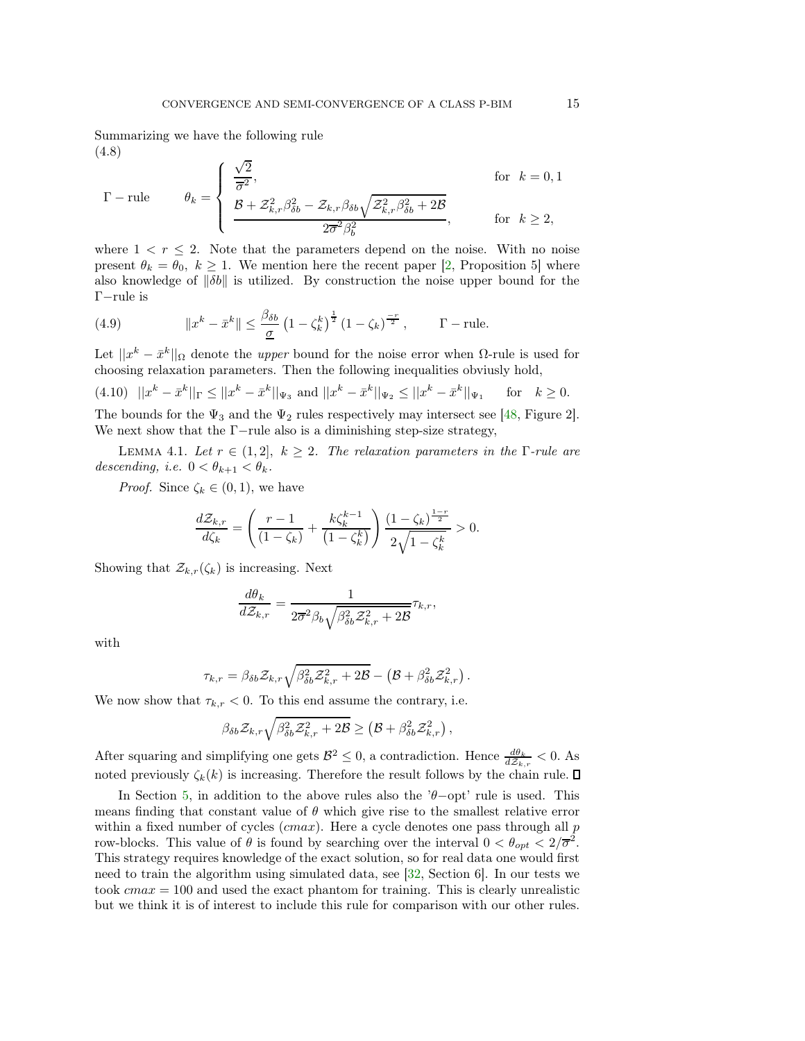Summarizing we have the following rule

(4.8)

$$
\Gamma-\text{rule} \qquad \theta_k = \begin{cases} \dfrac{\sqrt{2}}{\overline{\sigma}^2}, & \text{for} \quad k = 0, 1 \\[2ex] \dfrac{\mathcal{B} + \mathcal{Z}_{k,r}^2 \beta_{\delta b}^2 - \mathcal{Z}_{k,r} \beta_{\delta b} \sqrt{\mathcal{Z}_{k,r}^2 \beta_{\delta b}^2 + 2\mathcal{B}}}{2\overline{\sigma}^2 \beta_b^2}, & \text{for} \quad k \geq 2, \end{cases}
$$

where $1 < r \leq 2$. Note that the parameters depend on the noise. With no noise present $\theta_k = \theta_0, \ k \geq 1$. We mention here the recent paper [2, Proposition 5] where also knowledge of $\|\delta b\|$ is utilized. By construction the noise upper bound for the $\Gamma-$rule is

$$
\|x^k - \bar{x}^k\| \leq \frac{\beta_{\delta b}}{\underline{\sigma}} \left(1 - \zeta_k^k\right)^{\frac{1}{2}} \left(1 - \zeta_k\right)^{\frac{-r}{2}}, \qquad \Gamma - \text{rule}. \tag{4.9}
$$

Let $||x^k - \bar{x}^k||_\Omega$ denote the *upper* bound for the noise error when $\Omega$-rule is used for choosing relaxation parameters. Then the following inequalities obviusly hold,

$$
||x^k - \bar{x}^k||_\Gamma \leq ||x^k - \bar{x}^k||_{\Psi_3} \text{ and } ||x^k - \bar{x}^k||_{\Psi_2} \leq ||x^k - \bar{x}^k||_{\Psi_1} \qquad \text{for} \quad k \geq 0. \tag{4.10}
$$

The bounds for the $\Psi_3$ and the $\Psi_2$ rules respectively may intersect see [48, Figure 2]. We next show that the $\Gamma-$rule also is a diminishing step-size strategy,

Lemma 4.1. *Let $r \in (1, 2], \ k \geq 2$. The relaxation parameters in the $\Gamma$-rule are descending, i.e. $0 < \theta_{k+1} < \theta_k$.*

*Proof.* Since $\zeta_k \in (0, 1)$, we have

$$
\frac{d\mathcal{Z}_{k,r}}{d\zeta_k} = \left( \frac{r-1}{(1 - \zeta_k)} + \frac{k \zeta_k^{k-1}}{\left(1 - \zeta_k^k\right)} \right) \frac{(1 - \zeta_k)^{\frac{1-r}{2}}}{2\sqrt{1 - \zeta_k^k}} > 0.
$$

Showing that $\mathcal{Z}_{k,r}(\zeta_k)$ is increasing. Next

$$
\frac{d\theta_k}{d\mathcal{Z}_{k,r}} = \frac{1}{2\overline{\sigma}^2 \beta_b \sqrt{\beta_{\delta b}^2 \mathcal{Z}_{k,r}^2 + 2\mathcal{B}}} \tau_{k,r},
$$

with

$$
\tau_{k,r} = \beta_{\delta b} \mathcal{Z}_{k,r} \sqrt{\beta_{\delta b}^2 \mathcal{Z}_{k,r}^2 + 2\mathcal{B}} - \left(\mathcal{B} + \beta_{\delta b}^2 \mathcal{Z}_{k,r}^2\right).
$$

We now show that $\tau_{k,r} < 0$. To this end assume the contrary, i.e.

$$
\beta_{\delta b} \mathcal{Z}_{k,r} \sqrt{\beta_{\delta b}^2 \mathcal{Z}_{k,r}^2 + 2\mathcal{B}} \geq \left(\mathcal{B} + \beta_{\delta b}^2 \mathcal{Z}_{k,r}^2\right),
$$

After squaring and simplifying one gets $\mathcal{B}^2 \leq 0$, a contradiction. Hence $\frac{d\theta_k}{d\mathcal{Z}_{k,r}} < 0$. As noted previously $\zeta_k(k)$ is increasing. Therefore the result follows by the chain rule. ∎

In Section 5, in addition to the above rules also the '$\theta-$opt' rule is used. This means finding that constant value of $\theta$ which give rise to the smallest relative error within a fixed number of cycles ($cmax$). Here a cycle denotes one pass through all $p$ row-blocks. This value of $\theta$ is found by searching over the interval $0 < \theta_{opt} < 2/\overline{\sigma}^2$. This strategy requires knowledge of the exact solution, so for real data one would first need to train the algorithm using simulated data, see [32, Section 6]. In our tests we took $cmax = 100$ and used the exact phantom for training. This is clearly unrealistic but we think it is of interest to include this rule for comparison with our other rules.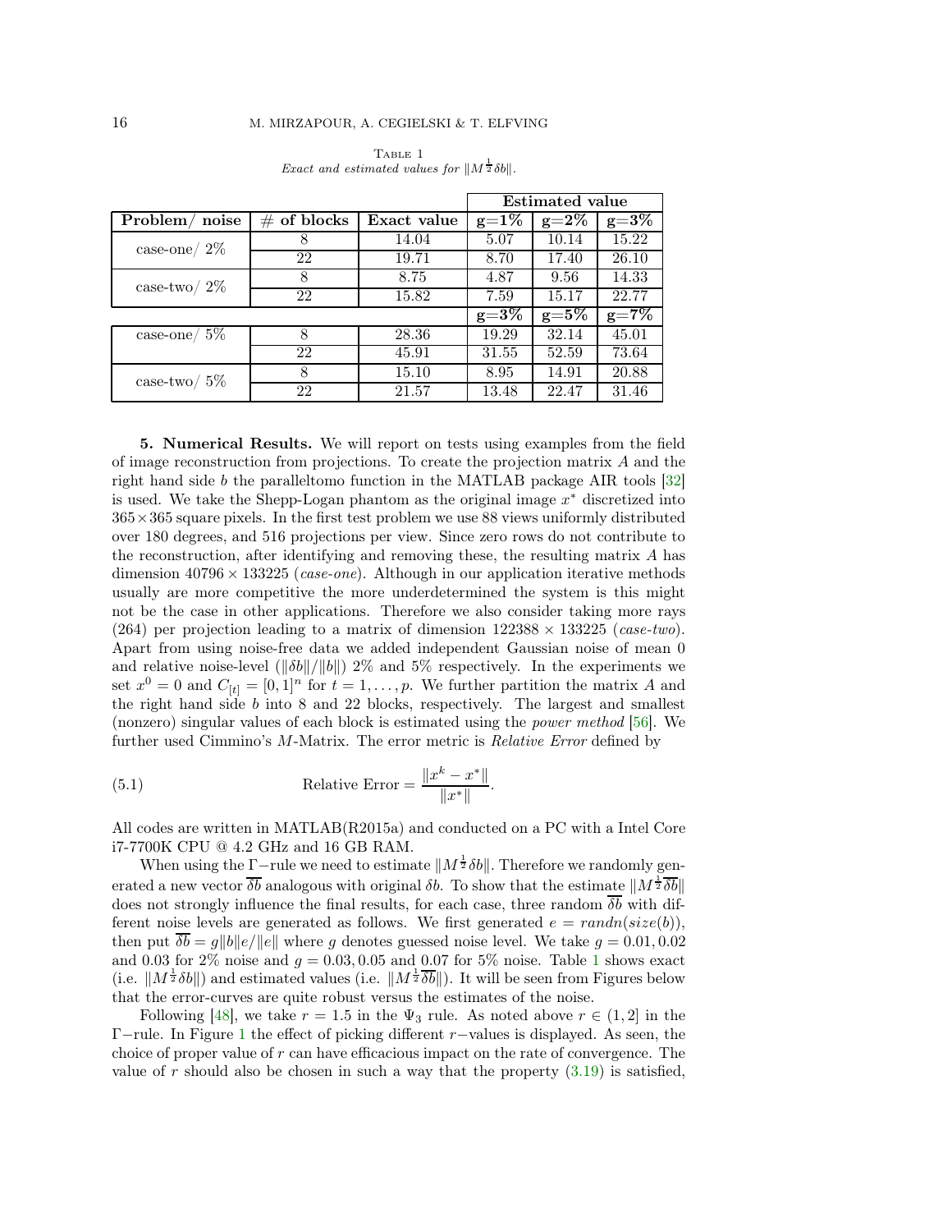Table 1
*Exact and estimated values for $\|M^{\frac{1}{2}}\delta b\|$.*

| Problem/ noise | # of blocks | Exact value | Estimated value | | |
|---|---|---|---|---|---|
| | | | **g=1%** | **g=2%** | **g=3%** |
| case-one/ 2% | 8 | 14.04 | 5.07 | 10.14 | 15.22 |
| | 22 | 19.71 | 8.70 | 17.40 | 26.10 |
| case-two/ 2% | 8 | 8.75 | 4.87 | 9.56 | 14.33 |
| | 22 | 15.82 | 7.59 | 15.17 | 22.77 |
| | | | **g=3%** | **g=5%** | **g=7%** |
| case-one/ 5% | 8 | 28.36 | 19.29 | 32.14 | 45.01 |
| | 22 | 45.91 | 31.55 | 52.59 | 73.64 |
| case-two/ 5% | 8 | 15.10 | 8.95 | 14.91 | 20.88 |
| | 22 | 21.57 | 13.48 | 22.47 | 31.46 |

**5. Numerical Results.** We will report on tests using examples from the field of image reconstruction from projections. To create the projection matrix $A$ and the right hand side $b$ the paralleltomo function in the MATLAB package AIR tools [32] is used. We take the Shepp-Logan phantom as the original image $x^*$ discretized into $365 \times 365$ square pixels. In the first test problem we use 88 views uniformly distributed over 180 degrees, and 516 projections per view. Since zero rows do not contribute to the reconstruction, after identifying and removing these, the resulting matrix $A$ has dimension $40796 \times 133225$ (*case-one*). Although in our application iterative methods usually are more competitive the more underdetermined the system is this might not be the case in other applications. Therefore we also consider taking more rays (264) per projection leading to a matrix of dimension $122388 \times 133225$ (*case-two*). Apart from using noise-free data we added independent Gaussian noise of mean 0 and relative noise-level ($\|\delta b\|/\|b\|$) 2% and 5% respectively. In the experiments we set $x^0 = 0$ and $C_{[t]} = [0,1]^n$ for $t = 1, \ldots, p$. We further partition the matrix $A$ and the right hand side $b$ into 8 and 22 blocks, respectively. The largest and smallest (nonzero) singular values of each block is estimated using the *power method* [56]. We further used Cimmino's $M$-Matrix. The error metric is *Relative Error* defined by

$$\text{Relative Error} = \frac{\|x^k - x^*\|}{\|x^*\|}. \tag{5.1}$$

All codes are written in MATLAB(R2015a) and conducted on a PC with a Intel Core i7-7700K CPU @ 4.2 GHz and 16 GB RAM.

When using the $\Gamma-$rule we need to estimate $\|M^{\frac{1}{2}}\delta b\|$. Therefore we randomly generated a new vector $\overline{\delta b}$ analogous with original $\delta b$. To show that the estimate $\|M^{\frac{1}{2}}\overline{\delta b}\|$ does not strongly influence the final results, for each case, three random $\overline{\delta b}$ with different noise levels are generated as follows. We first generated $e = randn(size(b))$, then put $\overline{\delta b} = g\|b\|e/\|e\|$ where $g$ denotes guessed noise level. We take $g = 0.01, 0.02$ and 0.03 for 2% noise and $g = 0.03, 0.05$ and 0.07 for 5% noise. Table 1 shows exact (i.e. $\|M^{\frac{1}{2}}\delta b\|$) and estimated values (i.e. $\|M^{\frac{1}{2}}\overline{\delta b}\|$). It will be seen from Figures below that the error-curves are quite robust versus the estimates of the noise.

Following [48], we take $r = 1.5$ in the $\Psi_3$ rule. As noted above $r \in (1, 2]$ in the $\Gamma-$rule. In Figure 1 the effect of picking different $r-$values is displayed. As seen, the choice of proper value of $r$ can have efficacious impact on the rate of convergence. The value of $r$ should also be chosen in such a way that the property (3.19) is satisfied,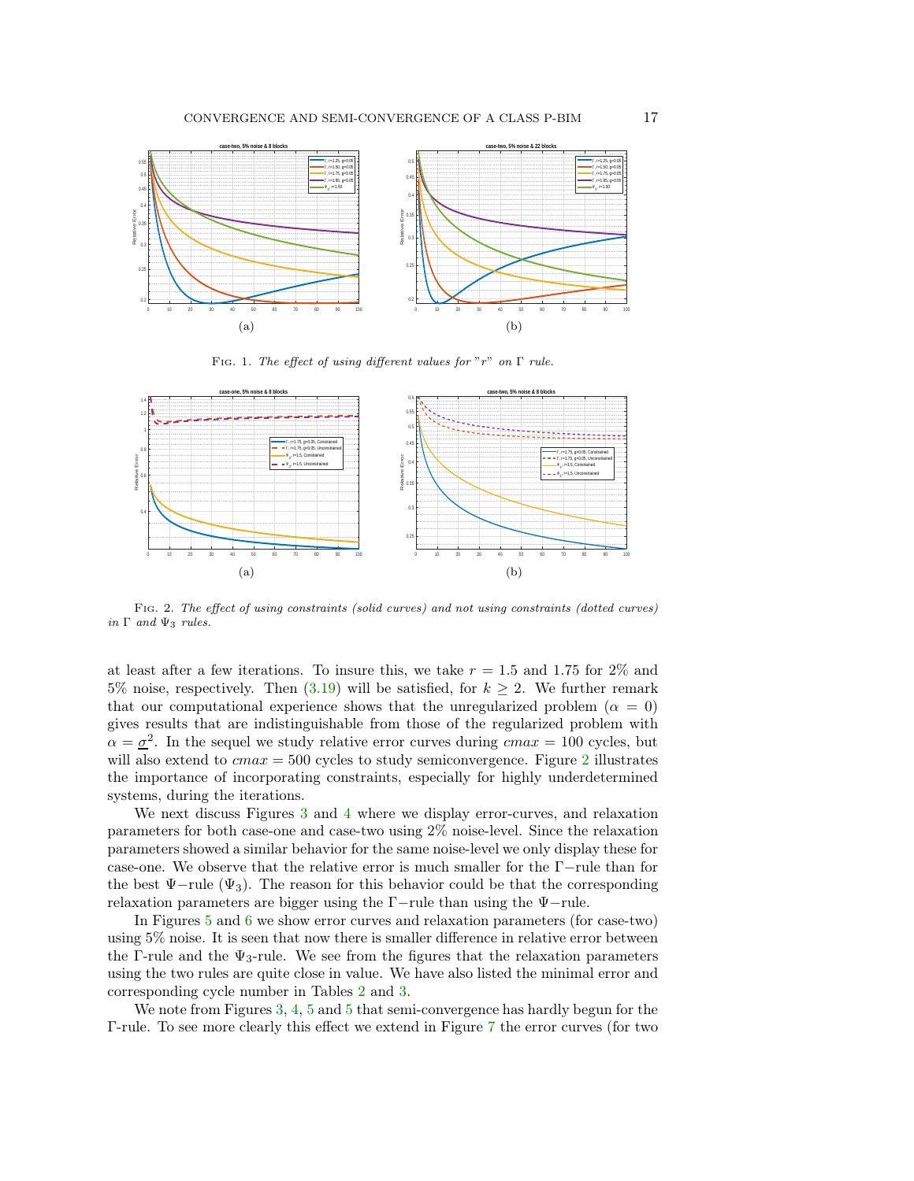FIG. 1. *The effect of using different values for "r" on Γ rule.*

FIG. 2. *The effect of using constraints (solid curves) and not using constraints (dotted curves) in Γ and $\Psi_3$ rules.*

at least after a few iterations. To insure this, we take $r = 1.5$ and $1.75$ for 2% and 5% noise, respectively. Then (3.19) will be satisfied, for $k \geq 2$. We further remark that our computational experience shows that the unregularized problem ($\alpha = 0$) gives results that are indistinguishable from those of the regularized problem with $\alpha = \underline{\sigma}^2$. In the sequel we study relative error curves during $cmax = 100$ cycles, but will also extend to $cmax = 500$ cycles to study semiconvergence. Figure 2 illustrates the importance of incorporating constraints, especially for highly underdetermined systems, during the iterations.

We next discuss Figures 3 and 4 where we display error-curves, and relaxation parameters for both case-one and case-two using 2% noise-level. Since the relaxation parameters showed a similar behavior for the same noise-level we only display these for case-one. We observe that the relative error is much smaller for the Γ−rule than for the best Ψ−rule ($\Psi_3$). The reason for this behavior could be that the corresponding relaxation parameters are bigger using the Γ−rule than using the Ψ−rule.

In Figures 5 and 6 we show error curves and relaxation parameters (for case-two) using 5% noise. It is seen that now there is smaller difference in relative error between the Γ-rule and the $\Psi_3$-rule. We see from the figures that the relaxation parameters using the two rules are quite close in value. We have also listed the minimal error and corresponding cycle number in Tables 2 and 3.

We note from Figures 3, 4, 5 and 5 that semi-convergence has hardly begun for the Γ-rule. To see more clearly this effect we extend in Figure 7 the error curves (for two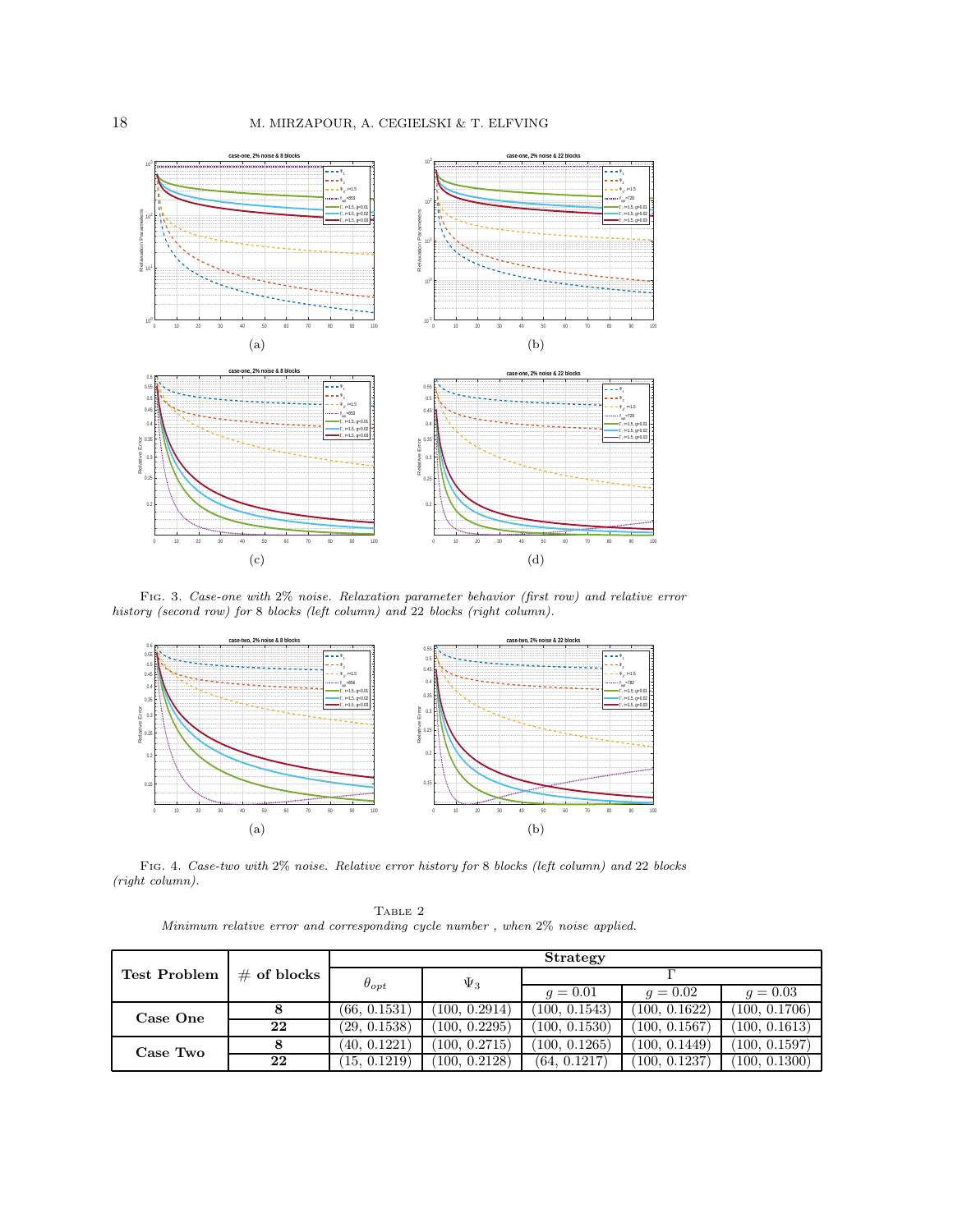Fig. 3. *Case-one with 2% noise. Relaxation parameter behavior (first row) and relative error history (second row) for 8 blocks (left column) and 22 blocks (right column).*

Fig. 4. *Case-two with 2% noise. Relative error history for 8 blocks (left column) and 22 blocks (right column).*

Table 2

*Minimum relative error and corresponding cycle number , when 2% noise applied.*

| **Test Problem** | **# of blocks** | **Strategy** | | | | |
|---|---|---|---|---|---|---|
| | | $\theta_{opt}$ | $\Psi_3$ | $\Gamma$ | | |
| | | | | $g = 0.01$ | $g = 0.02$ | $g = 0.03$ |
| **Case One** | **8** | (66, 0.1531) | (100, 0.2914) | (100, 0.1543) | (100, 0.1622) | (100, 0.1706) |
| | **22** | (29, 0.1538) | (100, 0.2295) | (100, 0.1530) | (100, 0.1567) | (100, 0.1613) |
| **Case Two** | **8** | (40, 0.1221) | (100, 0.2715) | (100, 0.1265) | (100, 0.1449) | (100, 0.1597) |
| | **22** | (15, 0.1219) | (100, 0.2128) | (64, 0.1217) | (100, 0.1237) | (100, 0.1300) |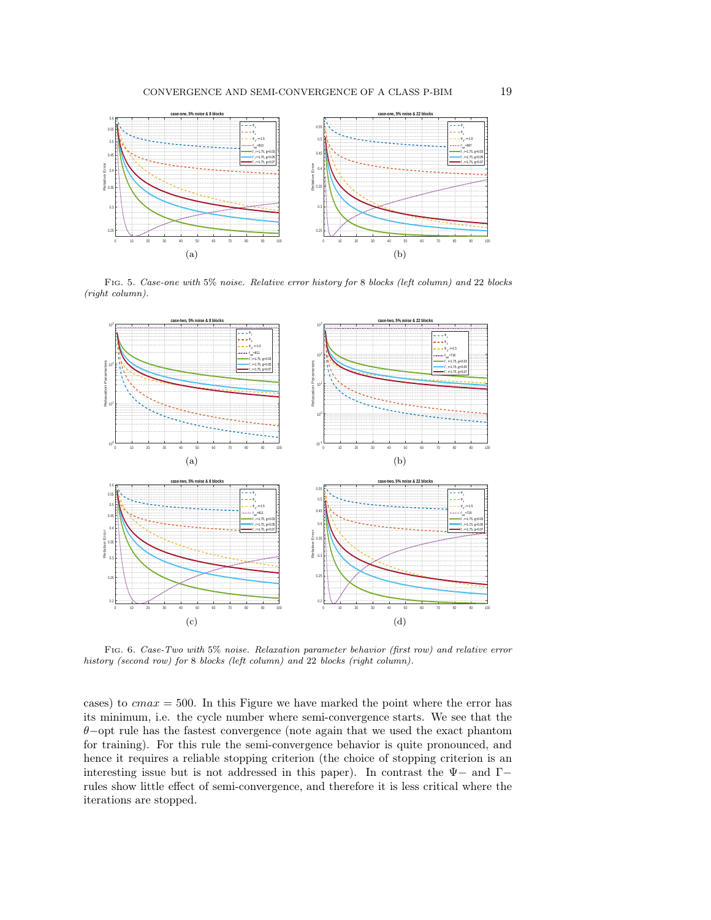Fig. 5. *Case-one with* 5% *noise. Relative error history for* 8 *blocks (left column) and* 22 *blocks (right column).*

Fig. 6. *Case-Two with* 5% *noise. Relaxation parameter behavior (first row) and relative error history (second row) for* 8 *blocks (left column) and* 22 *blocks (right column).*

cases) to $cmax = 500$. In this Figure we have marked the point where the error has its minimum, i.e. the cycle number where semi-convergence starts. We see that the $\theta-$opt rule has the fastest convergence (note again that we used the exact phantom for training). For this rule the semi-convergence behavior is quite pronounced, and hence it requires a reliable stopping criterion (the choice of stopping criterion is an interesting issue but is not addressed in this paper). In contrast the $\Psi-$ and $\Gamma-$ rules show little effect of semi-convergence, and therefore it is less critical where the iterations are stopped.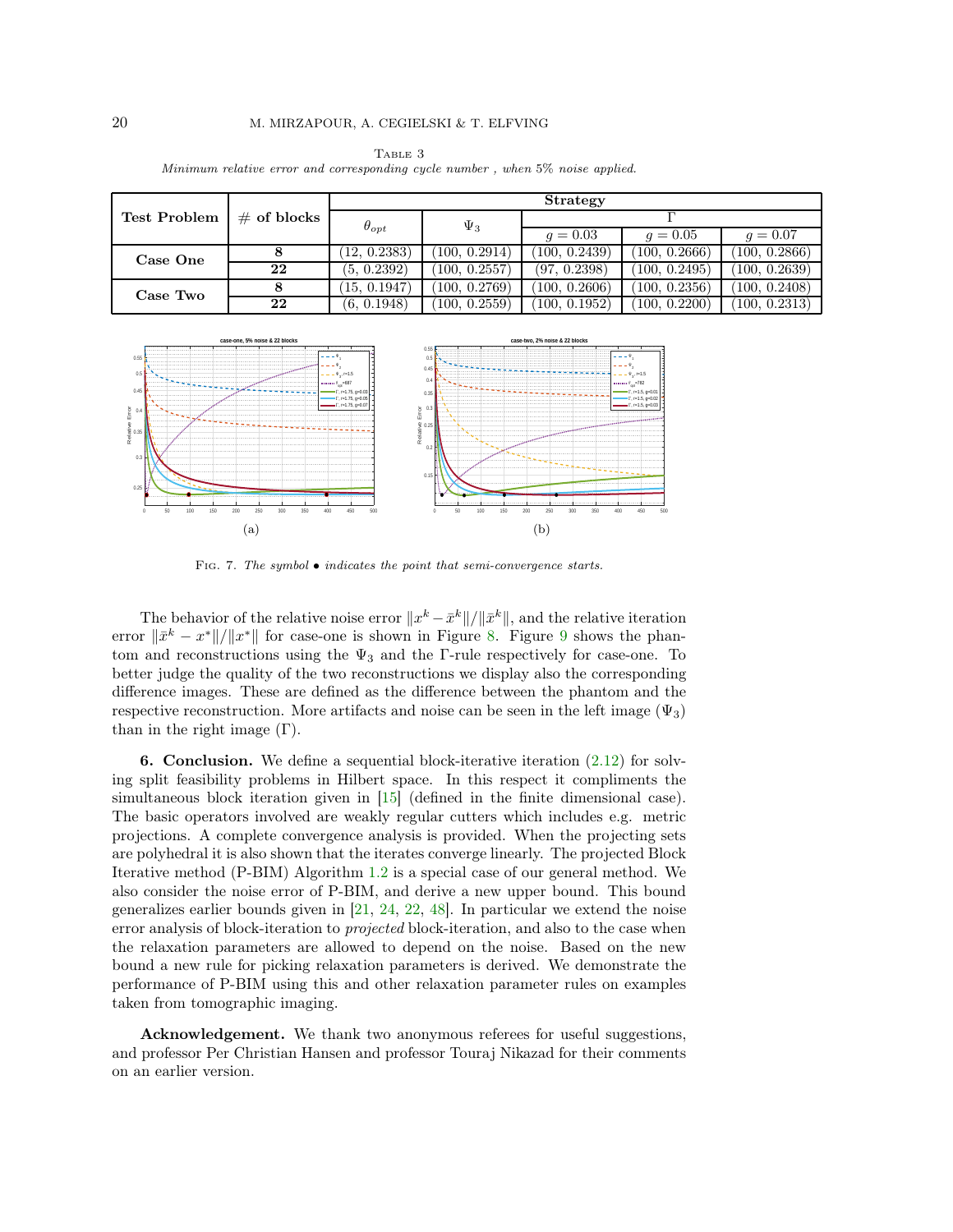Table 3

*Minimum relative error and corresponding cycle number , when 5% noise applied.*

| Test Problem | # of blocks | Strategy | | | | |
|---|---|---|---|---|---|---|
| | | $\theta_{opt}$ | $\Psi_3$ | $\Gamma$ | | |
| | | | | $g = 0.03$ | $g = 0.05$ | $g = 0.07$ |
| **Case One** | **8** | (12, 0.2383) | (100, 0.2914) | (100, 0.2439) | (100, 0.2666) | (100, 0.2866) |
| | **22** | (5, 0.2392) | (100, 0.2557) | (97, 0.2398) | (100, 0.2495) | (100, 0.2639) |
| **Case Two** | **8** | (15, 0.1947) | (100, 0.2769) | (100, 0.2606) | (100, 0.2356) | (100, 0.2408) |
| | **22** | (6, 0.1948) | (100, 0.2559) | (100, 0.1952) | (100, 0.2200) | (100, 0.2313) |

(a) (b)

Fig. 7. *The symbol • indicates the point that semi-convergence starts.*

The behavior of the relative noise error $\|x^k - \bar{x}^k\|/\|\bar{x}^k\|$, and the relative iteration error $\|\bar{x}^k - x^*\|/\|x^*\|$ for case-one is shown in Figure 8. Figure 9 shows the phantom and reconstructions using the $\Psi_3$ and the $\Gamma$-rule respectively for case-one. To better judge the quality of the two reconstructions we display also the corresponding difference images. These are defined as the difference between the phantom and the respective reconstruction. More artifacts and noise can be seen in the left image ($\Psi_3$) than in the right image ($\Gamma$).

**6. Conclusion.** We define a sequential block-iterative iteration (2.12) for solving split feasibility problems in Hilbert space. In this respect it compliments the simultaneous block iteration given in [15] (defined in the finite dimensional case). The basic operators involved are weakly regular cutters which includes e.g. metric projections. A complete convergence analysis is provided. When the projecting sets are polyhedral it is also shown that the iterates converge linearly. The projected Block Iterative method (P-BIM) Algorithm 1.2 is a special case of our general method. We also consider the noise error of P-BIM, and derive a new upper bound. This bound generalizes earlier bounds given in [21, 24, 22, 48]. In particular we extend the noise error analysis of block-iteration to *projected* block-iteration, and also to the case when the relaxation parameters are allowed to depend on the noise. Based on the new bound a new rule for picking relaxation parameters is derived. We demonstrate the performance of P-BIM using this and other relaxation parameter rules on examples taken from tomographic imaging.

**Acknowledgement.** We thank two anonymous referees for useful suggestions, and professor Per Christian Hansen and professor Touraj Nikazad for their comments on an earlier version.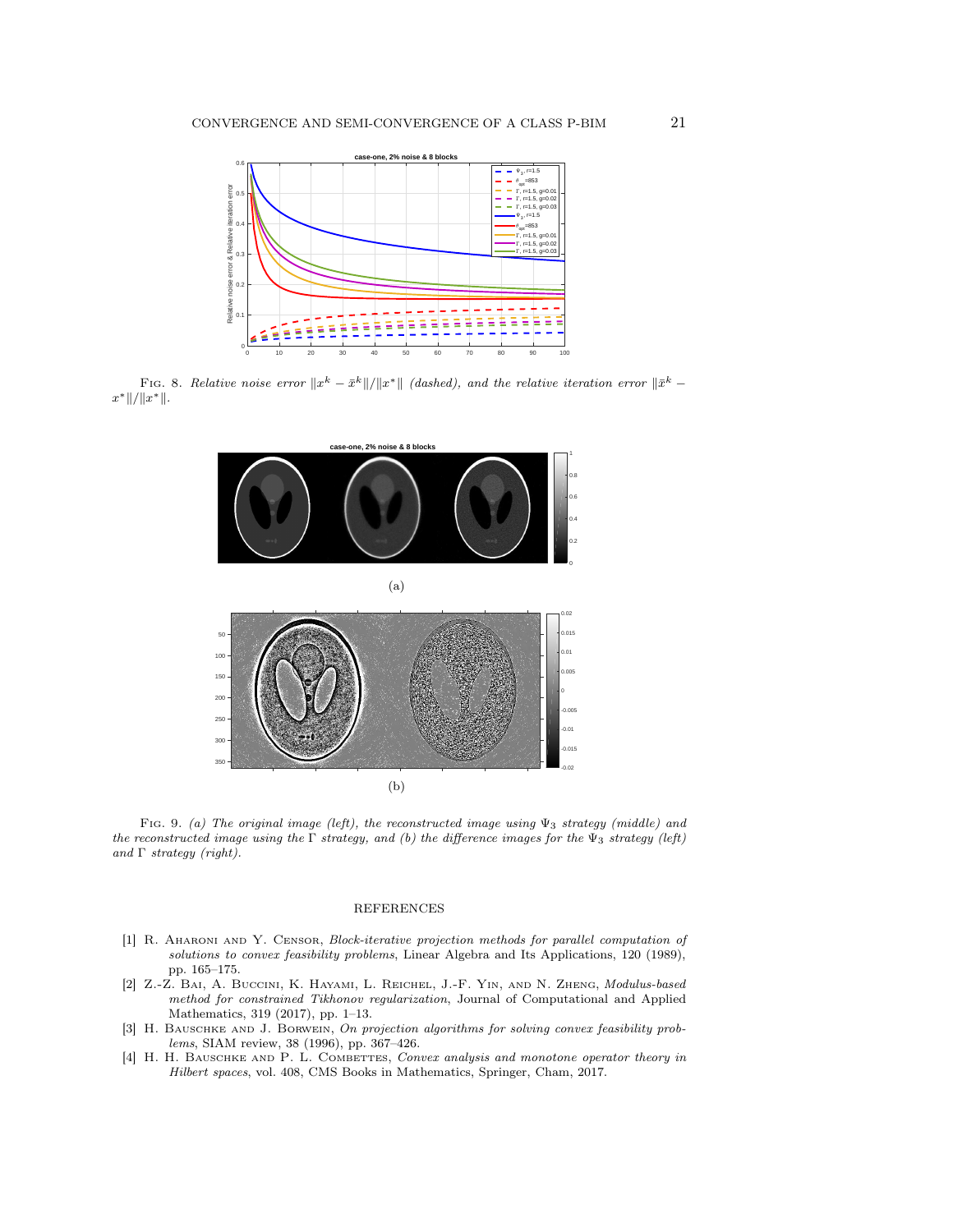FIG. 8. *Relative noise error $\|x^k - \bar{x}^k\|/\|x^*\|$ (dashed), and the relative iteration error $\|\bar{x}^k - x^*\|/\|x^*\|$.*

(a)

(b)

FIG. 9. *(a) The original image (left), the reconstructed image using $\Psi_3$ strategy (middle) and the reconstructed image using the $\Gamma$ strategy, and (b) the difference images for the $\Psi_3$ strategy (left) and $\Gamma$ strategy (right).*

## REFERENCES

[1] R. Aharoni and Y. Censor, *Block-iterative projection methods for parallel computation of solutions to convex feasibility problems*, Linear Algebra and Its Applications, 120 (1989), pp. 165–175.

[2] Z.-Z. Bai, A. Buccini, K. Hayami, L. Reichel, J.-F. Yin, and N. Zheng, *Modulus-based method for constrained Tikhonov regularization*, Journal of Computational and Applied Mathematics, 319 (2017), pp. 1–13.

[3] H. Bauschke and J. Borwein, *On projection algorithms for solving convex feasibility problems*, SIAM review, 38 (1996), pp. 367–426.

[4] H. H. Bauschke and P. L. Combettes, *Convex analysis and monotone operator theory in Hilbert spaces*, vol. 408, CMS Books in Mathematics, Springer, Cham, 2017.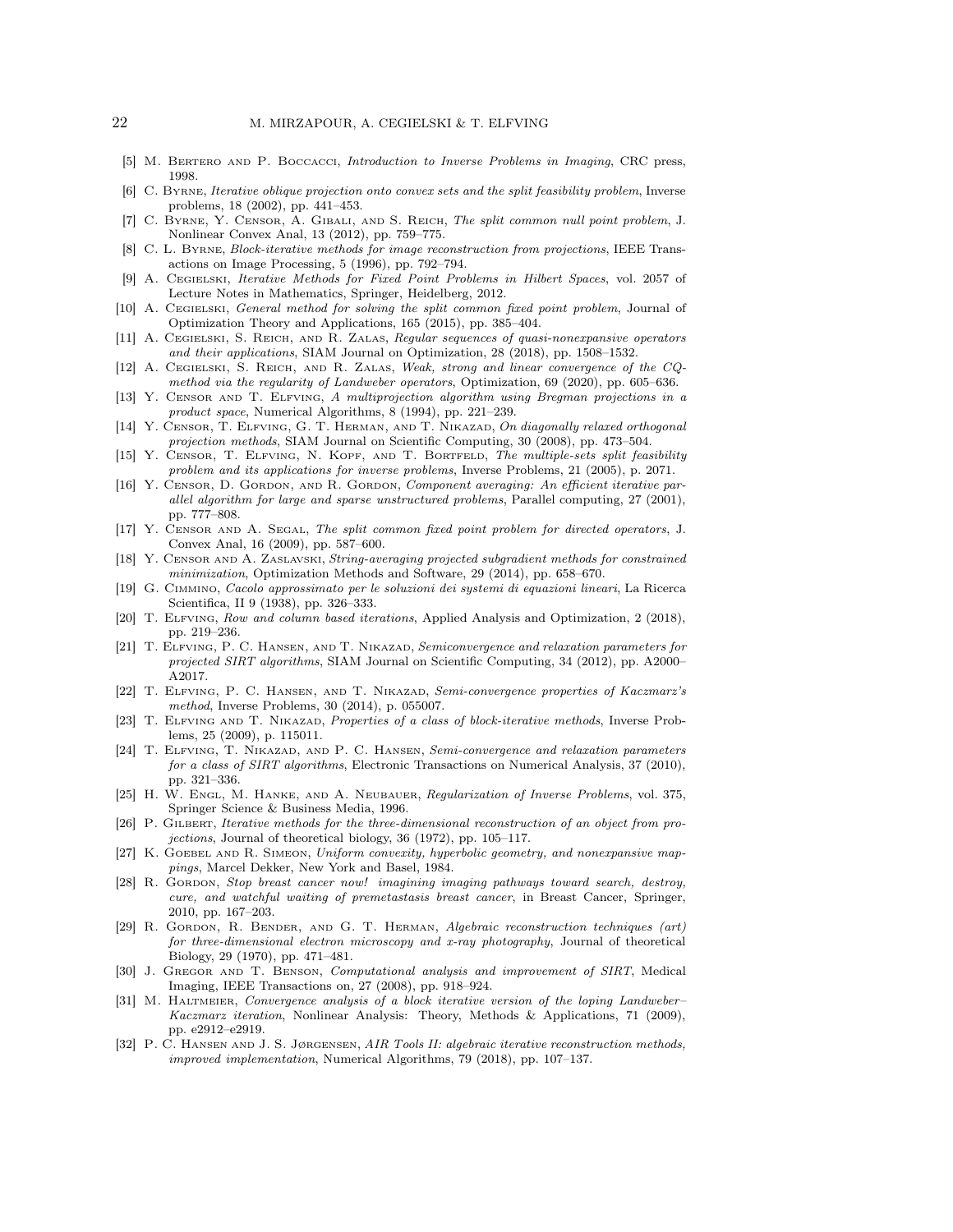[5] M. Bertero and P. Boccacci, *Introduction to Inverse Problems in Imaging*, CRC press, 1998.

[6] C. Byrne, *Iterative oblique projection onto convex sets and the split feasibility problem*, Inverse problems, 18 (2002), pp. 441–453.

[7] C. Byrne, Y. Censor, A. Gibali, and S. Reich, *The split common null point problem*, J. Nonlinear Convex Anal, 13 (2012), pp. 759–775.

[8] C. L. Byrne, *Block-iterative methods for image reconstruction from projections*, IEEE Transactions on Image Processing, 5 (1996), pp. 792–794.

[9] A. Cegielski, *Iterative Methods for Fixed Point Problems in Hilbert Spaces*, vol. 2057 of Lecture Notes in Mathematics, Springer, Heidelberg, 2012.

[10] A. Cegielski, *General method for solving the split common fixed point problem*, Journal of Optimization Theory and Applications, 165 (2015), pp. 385–404.

[11] A. Cegielski, S. Reich, and R. Zalas, *Regular sequences of quasi-nonexpansive operators and their applications*, SIAM Journal on Optimization, 28 (2018), pp. 1508–1532.

[12] A. Cegielski, S. Reich, and R. Zalas, *Weak, strong and linear convergence of the CQ-method via the regularity of Landweber operators*, Optimization, 69 (2020), pp. 605–636.

[13] Y. Censor and T. Elfving, *A multiprojection algorithm using Bregman projections in a product space*, Numerical Algorithms, 8 (1994), pp. 221–239.

[14] Y. Censor, T. Elfving, G. T. Herman, and T. Nikazad, *On diagonally relaxed orthogonal projection methods*, SIAM Journal on Scientific Computing, 30 (2008), pp. 473–504.

[15] Y. Censor, T. Elfving, N. Kopf, and T. Bortfeld, *The multiple-sets split feasibility problem and its applications for inverse problems*, Inverse Problems, 21 (2005), p. 2071.

[16] Y. Censor, D. Gordon, and R. Gordon, *Component averaging: An efficient iterative parallel algorithm for large and sparse unstructured problems*, Parallel computing, 27 (2001), pp. 777–808.

[17] Y. Censor and A. Segal, *The split common fixed point problem for directed operators*, J. Convex Anal, 16 (2009), pp. 587–600.

[18] Y. Censor and A. Zaslavski, *String-averaging projected subgradient methods for constrained minimization*, Optimization Methods and Software, 29 (2014), pp. 658–670.

[19] G. Cimmino, *Cacolo approssimato per le soluzioni dei systemi di equazioni lineari*, La Ricerca Scientifica, II 9 (1938), pp. 326–333.

[20] T. Elfving, *Row and column based iterations*, Applied Analysis and Optimization, 2 (2018), pp. 219–236.

[21] T. Elfving, P. C. Hansen, and T. Nikazad, *Semiconvergence and relaxation parameters for projected SIRT algorithms*, SIAM Journal on Scientific Computing, 34 (2012), pp. A2000–A2017.

[22] T. Elfving, P. C. Hansen, and T. Nikazad, *Semi-convergence properties of Kaczmarz's method*, Inverse Problems, 30 (2014), p. 055007.

[23] T. Elfving and T. Nikazad, *Properties of a class of block-iterative methods*, Inverse Problems, 25 (2009), p. 115011.

[24] T. Elfving, T. Nikazad, and P. C. Hansen, *Semi-convergence and relaxation parameters for a class of SIRT algorithms*, Electronic Transactions on Numerical Analysis, 37 (2010), pp. 321–336.

[25] H. W. Engl, M. Hanke, and A. Neubauer, *Regularization of Inverse Problems*, vol. 375, Springer Science & Business Media, 1996.

[26] P. Gilbert, *Iterative methods for the three-dimensional reconstruction of an object from projections*, Journal of theoretical biology, 36 (1972), pp. 105–117.

[27] K. Goebel and R. Simeon, *Uniform convexity, hyperbolic geometry, and nonexpansive mappings*, Marcel Dekker, New York and Basel, 1984.

[28] R. Gordon, *Stop breast cancer now! imagining imaging pathways toward search, destroy, cure, and watchful waiting of premetastasis breast cancer*, in Breast Cancer, Springer, 2010, pp. 167–203.

[29] R. Gordon, R. Bender, and G. T. Herman, *Algebraic reconstruction techniques (art) for three-dimensional electron microscopy and x-ray photography*, Journal of theoretical Biology, 29 (1970), pp. 471–481.

[30] J. Gregor and T. Benson, *Computational analysis and improvement of SIRT*, Medical Imaging, IEEE Transactions on, 27 (2008), pp. 918–924.

[31] M. Haltmeier, *Convergence analysis of a block iterative version of the loping Landweber–Kaczmarz iteration*, Nonlinear Analysis: Theory, Methods & Applications, 71 (2009), pp. e2912–e2919.

[32] P. C. Hansen and J. S. Jørgensen, *AIR Tools II: algebraic iterative reconstruction methods, improved implementation*, Numerical Algorithms, 79 (2018), pp. 107–137.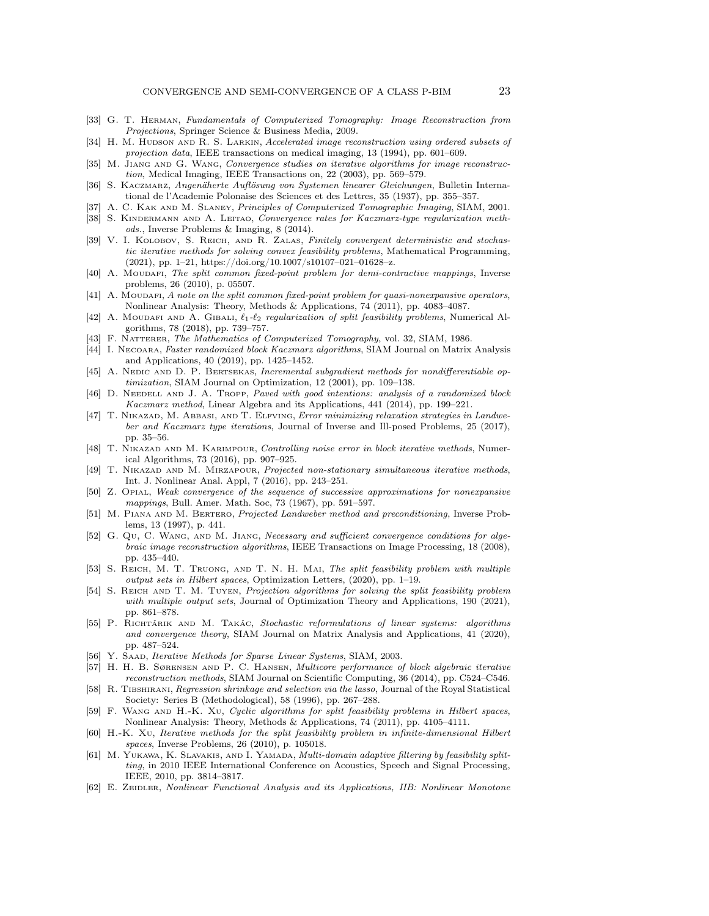[33] G. T. Herman, *Fundamentals of Computerized Tomography: Image Reconstruction from Projections*, Springer Science & Business Media, 2009.

[34] H. M. Hudson and R. S. Larkin, *Accelerated image reconstruction using ordered subsets of projection data*, IEEE transactions on medical imaging, 13 (1994), pp. 601–609.

[35] M. Jiang and G. Wang, *Convergence studies on iterative algorithms for image reconstruction*, Medical Imaging, IEEE Transactions on, 22 (2003), pp. 569–579.

[36] S. Kaczmarz, *Angenäherte Auflösung von Systemen linearer Gleichungen*, Bulletin International de l'Academie Polonaise des Sciences et des Lettres, 35 (1937), pp. 355–357.

[37] A. C. Kak and M. Slaney, *Principles of Computerized Tomographic Imaging*, SIAM, 2001.

[38] S. Kindermann and A. Leitao, *Convergence rates for Kaczmarz-type regularization methods.*, Inverse Problems & Imaging, 8 (2014).

[39] V. I. Kolobov, S. Reich, and R. Zalas, *Finitely convergent deterministic and stochastic iterative methods for solving convex feasibility problems*, Mathematical Programming, (2021), pp. 1–21, https://doi.org/10.1007/s10107–021–01628–z.

[40] A. Moudafi, *The split common fixed-point problem for demi-contractive mappings*, Inverse problems, 26 (2010), p. 05507.

[41] A. Moudafi, *A note on the split common fixed-point problem for quasi-nonexpansive operators*, Nonlinear Analysis: Theory, Methods & Applications, 74 (2011), pp. 4083–4087.

[42] A. Moudafi and A. Gibali, *$\ell_1$-$\ell_2$ regularization of split feasibility problems*, Numerical Algorithms, 78 (2018), pp. 739–757.

[43] F. Natterer, *The Mathematics of Computerized Tomography*, vol. 32, SIAM, 1986.

[44] I. Necoara, *Faster randomized block Kaczmarz algorithms*, SIAM Journal on Matrix Analysis and Applications, 40 (2019), pp. 1425–1452.

[45] A. Nedic and D. P. Bertsekas, *Incremental subgradient methods for nondifferentiable optimization*, SIAM Journal on Optimization, 12 (2001), pp. 109–138.

[46] D. Needell and J. A. Tropp, *Paved with good intentions: analysis of a randomized block Kaczmarz method*, Linear Algebra and its Applications, 441 (2014), pp. 199–221.

[47] T. Nikazad, M. Abbasi, and T. Elfving, *Error minimizing relaxation strategies in Landweber and Kaczmarz type iterations*, Journal of Inverse and Ill-posed Problems, 25 (2017), pp. 35–56.

[48] T. Nikazad and M. Karimpour, *Controlling noise error in block iterative methods*, Numerical Algorithms, 73 (2016), pp. 907–925.

[49] T. Nikazad and M. Mirzapour, *Projected non-stationary simultaneous iterative methods*, Int. J. Nonlinear Anal. Appl, 7 (2016), pp. 243–251.

[50] Z. Opial, *Weak convergence of the sequence of successive approximations for nonexpansive mappings*, Bull. Amer. Math. Soc, 73 (1967), pp. 591–597.

[51] M. Piana and M. Bertero, *Projected Landweber method and preconditioning*, Inverse Problems, 13 (1997), p. 441.

[52] G. Qu, C. Wang, and M. Jiang, *Necessary and sufficient convergence conditions for algebraic image reconstruction algorithms*, IEEE Transactions on Image Processing, 18 (2008), pp. 435–440.

[53] S. Reich, M. T. Truong, and T. N. H. Mai, *The split feasibility problem with multiple output sets in Hilbert spaces*, Optimization Letters, (2020), pp. 1–19.

[54] S. Reich and T. M. Tuyen, *Projection algorithms for solving the split feasibility problem with multiple output sets*, Journal of Optimization Theory and Applications, 190 (2021), pp. 861–878.

[55] P. Richtárik and M. Takác, *Stochastic reformulations of linear systems: algorithms and convergence theory*, SIAM Journal on Matrix Analysis and Applications, 41 (2020), pp. 487–524.

[56] Y. Saad, *Iterative Methods for Sparse Linear Systems*, SIAM, 2003.

[57] H. H. B. Sørensen and P. C. Hansen, *Multicore performance of block algebraic iterative reconstruction methods*, SIAM Journal on Scientific Computing, 36 (2014), pp. C524–C546.

[58] R. Tibshirani, *Regression shrinkage and selection via the lasso*, Journal of the Royal Statistical Society: Series B (Methodological), 58 (1996), pp. 267–288.

[59] F. Wang and H.-K. Xu, *Cyclic algorithms for split feasibility problems in Hilbert spaces*, Nonlinear Analysis: Theory, Methods & Applications, 74 (2011), pp. 4105–4111.

[60] H.-K. Xu, *Iterative methods for the split feasibility problem in infinite-dimensional Hilbert spaces*, Inverse Problems, 26 (2010), p. 105018.

[61] M. Yukawa, K. Slavakis, and I. Yamada, *Multi-domain adaptive filtering by feasibility splitting*, in 2010 IEEE International Conference on Acoustics, Speech and Signal Processing, IEEE, 2010, pp. 3814–3817.

[62] E. Zeidler, *Nonlinear Functional Analysis and its Applications, IIB: Nonlinear Monotone*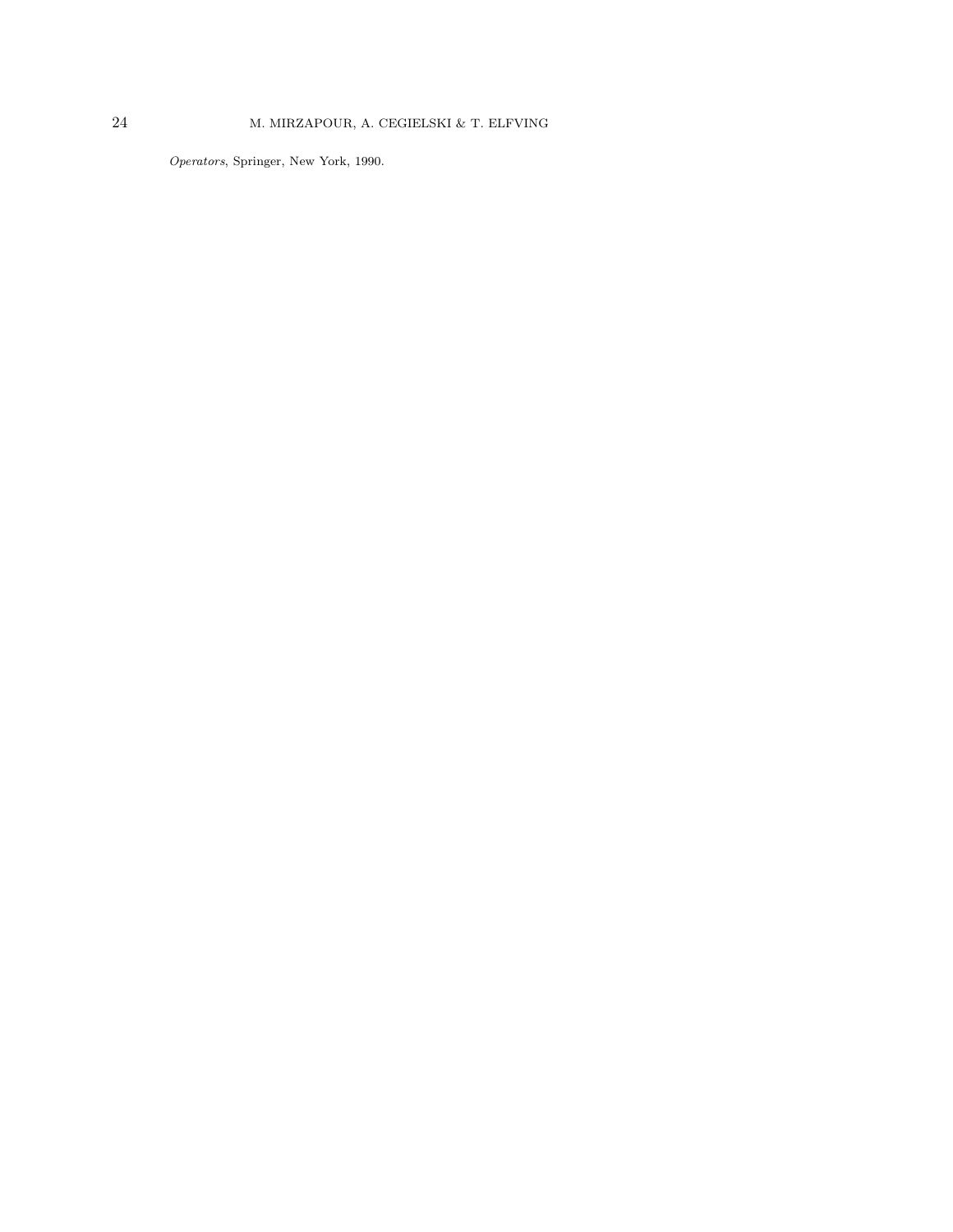*Operators*, Springer, New York, 1990.